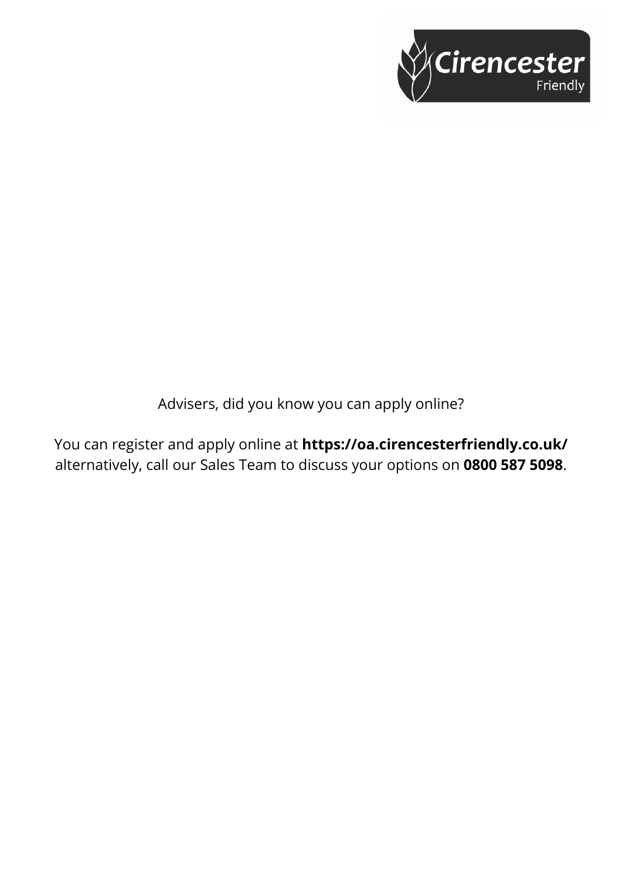Advisers, did you know you can apply online?

You can register and apply online at **https://oa.cirencesterfriendly.co.uk/** alternatively, call our Sales Team to discuss your options on **0800 587 5098**.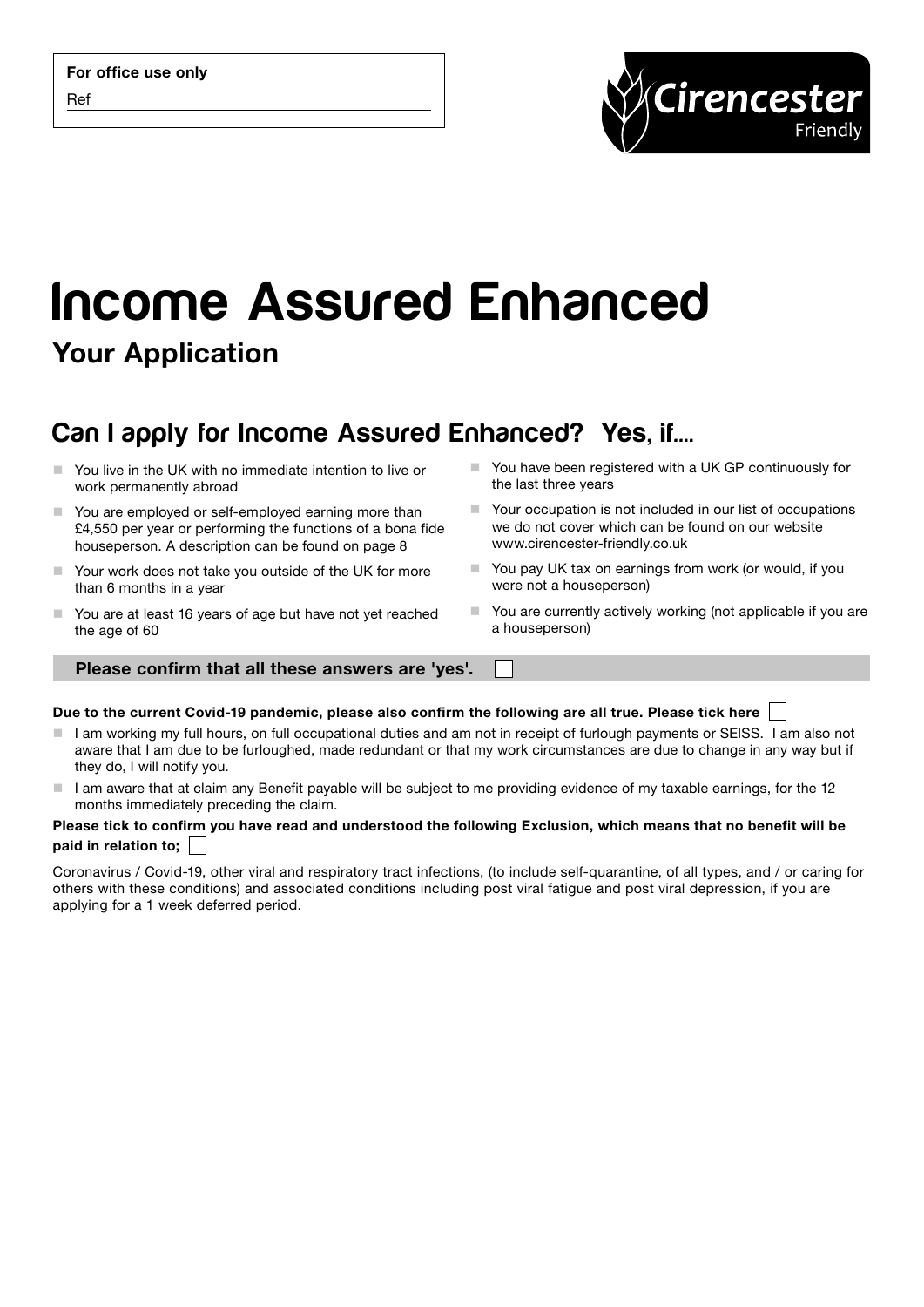**For office use only**

Ref

Cirencester Friendly

# Income Assured Enhanced

## Your Application

## Can I apply for Income Assured Enhanced? Yes, if....

- You live in the UK with no immediate intention to live or work permanently abroad
- You are employed or self-employed earning more than £4,550 per year or performing the functions of a bona fide houseperson. A description can be found on page 8
- Your work does not take you outside of the UK for more than 6 months in a year
- You are at least 16 years of age but have not yet reached the age of 60
- You have been registered with a UK GP continuously for the last three years
- Your occupation is not included in our list of occupations we do not cover which can be found on our website www.cirencester-friendly.co.uk
- You pay UK tax on earnings from work (or would, if you were not a houseperson)
- You are currently actively working (not applicable if you are a houseperson)

**Please confirm that all these answers are 'yes'.** ☐

**Due to the current Covid-19 pandemic, please also confirm the following are all true. Please tick here** ☐

- I am working my full hours, on full occupational duties and am not in receipt of furlough payments or SEISS. I am also not aware that I am due to be furloughed, made redundant or that my work circumstances are due to change in any way but if they do, I will notify you.
- I am aware that at claim any Benefit payable will be subject to me providing evidence of my taxable earnings, for the 12 months immediately preceding the claim.

**Please tick to confirm you have read and understood the following Exclusion, which means that no benefit will be paid in relation to;** ☐

Coronavirus / Covid-19, other viral and respiratory tract infections, (to include self-quarantine, of all types, and / or caring for others with these conditions) and associated conditions including post viral fatigue and post viral depression, if you are applying for a 1 week deferred period.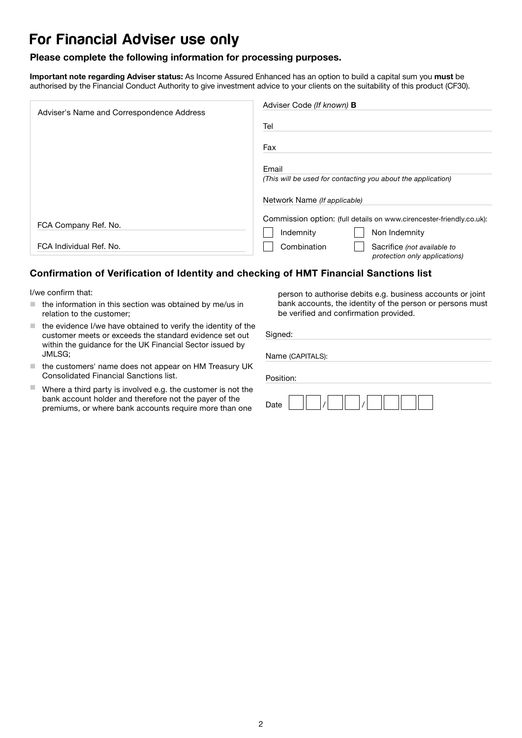# For Financial Adviser use only

### Please complete the following information for processing purposes.

**Important note regarding Adviser status:** As Income Assured Enhanced has an option to build a capital sum you **must** be authorised by the Financial Conduct Authority to give investment advice to your clients on the suitability of this product (CF30).

Adviser's Name and Correspondence Address

FCA Company Ref. No.

FCA Individual Ref. No.

Adviser Code *(If known)* **B**

Tel

Fax

Email
*(This will be used for contacting you about the application)*

Network Name *(If applicable)*

Commission option: (full details on www.cirencester-friendly.co.uk):

- ☐ Indemnity
- ☐ Non Indemnity
- ☐ Combination
- ☐ Sacrifice *(not available to protection only applications)*

### Confirmation of Verification of Identity and checking of HMT Financial Sanctions list

I/we confirm that:

- the information in this section was obtained by me/us in relation to the customer;
- the evidence I/we have obtained to verify the identity of the customer meets or exceeds the standard evidence set out within the guidance for the UK Financial Sector issued by JMLSG;
- the customers' name does not appear on HM Treasury UK Consolidated Financial Sanctions list.
- Where a third party is involved e.g. the customer is not the bank account holder and therefore not the payer of the premiums, or where bank accounts require more than one person to authorise debits e.g. business accounts or joint bank accounts, the identity of the person or persons must be verified and confirmation provided.

Signed:

Name (CAPITALS):

Position:

Date ☐☐ / ☐☐ / ☐☐☐☐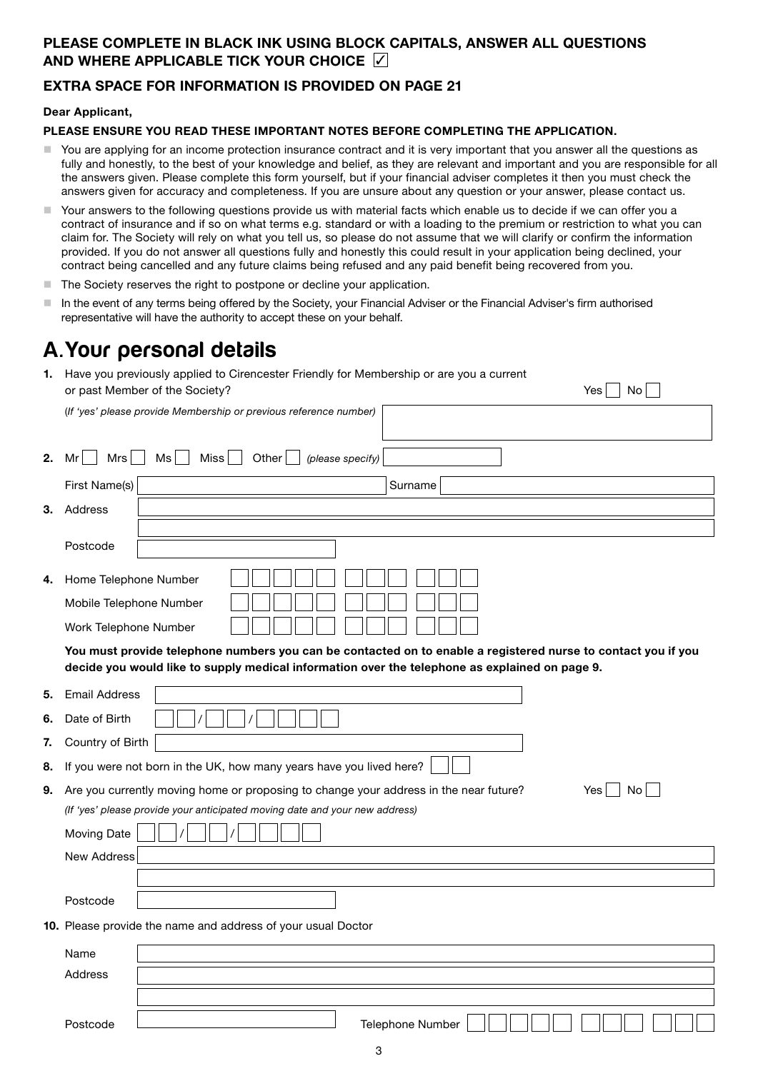**PLEASE COMPLETE IN BLACK INK USING BLOCK CAPITALS, ANSWER ALL QUESTIONS AND WHERE APPLICABLE TICK YOUR CHOICE ☑**

**EXTRA SPACE FOR INFORMATION IS PROVIDED ON PAGE 21**

**Dear Applicant,**

**PLEASE ENSURE YOU READ THESE IMPORTANT NOTES BEFORE COMPLETING THE APPLICATION.**

- You are applying for an income protection insurance contract and it is very important that you answer all the questions as fully and honestly, to the best of your knowledge and belief, as they are relevant and important and you are responsible for all the answers given. Please complete this form yourself, but if your financial adviser completes it then you must check the answers given for accuracy and completeness. If you are unsure about any question or your answer, please contact us.
- Your answers to the following questions provide us with material facts which enable us to decide if we can offer you a contract of insurance and if so on what terms e.g. standard or with a loading to the premium or restriction to what you can claim for. The Society will rely on what you tell us, so please do not assume that we will clarify or confirm the information provided. If you do not answer all questions fully and honestly this could result in your application being declined, your contract being cancelled and any future claims being refused and any paid benefit being recovered from you.
- The Society reserves the right to postpone or decline your application.
- In the event of any terms being offered by the Society, your Financial Adviser or the Financial Adviser's firm authorised representative will have the authority to accept these on your behalf.

# A. Your personal details

**1.** Have you previously applied to Cirencester Friendly for Membership or are you a current or past Member of the Society? Yes ☐ No ☐

(*If 'yes' please provide Membership or previous reference number*) ____________________

**2.** Mr ☐ Mrs ☐ Ms ☐ Miss ☐ Other ☐ *(please specify)* ____________________

First Name(s) ____________________ Surname ____________________

**3.** Address ____________________

____________________

Postcode ____________________

**4.** Home Telephone Number ____________________

Mobile Telephone Number ____________________

Work Telephone Number ____________________

**You must provide telephone numbers you can be contacted on to enable a registered nurse to contact you if you decide you would like to supply medical information over the telephone as explained on page 9.**

**5.** Email Address ____________________

**6.** Date of Birth ☐☐ / ☐☐ / ☐☐☐☐

**7.** Country of Birth ____________________

**8.** If you were not born in the UK, how many years have you lived here? ☐☐

**9.** Are you currently moving home or proposing to change your address in the near future? Yes ☐ No ☐

*(If 'yes' please provide your anticipated moving date and your new address)*

Moving Date ☐☐ / ☐☐ / ☐☐☐☐

New Address ____________________

____________________

Postcode ____________________

**10.** Please provide the name and address of your usual Doctor

Name ____________________

Address ____________________

____________________

Postcode ____________________ Telephone Number ____________________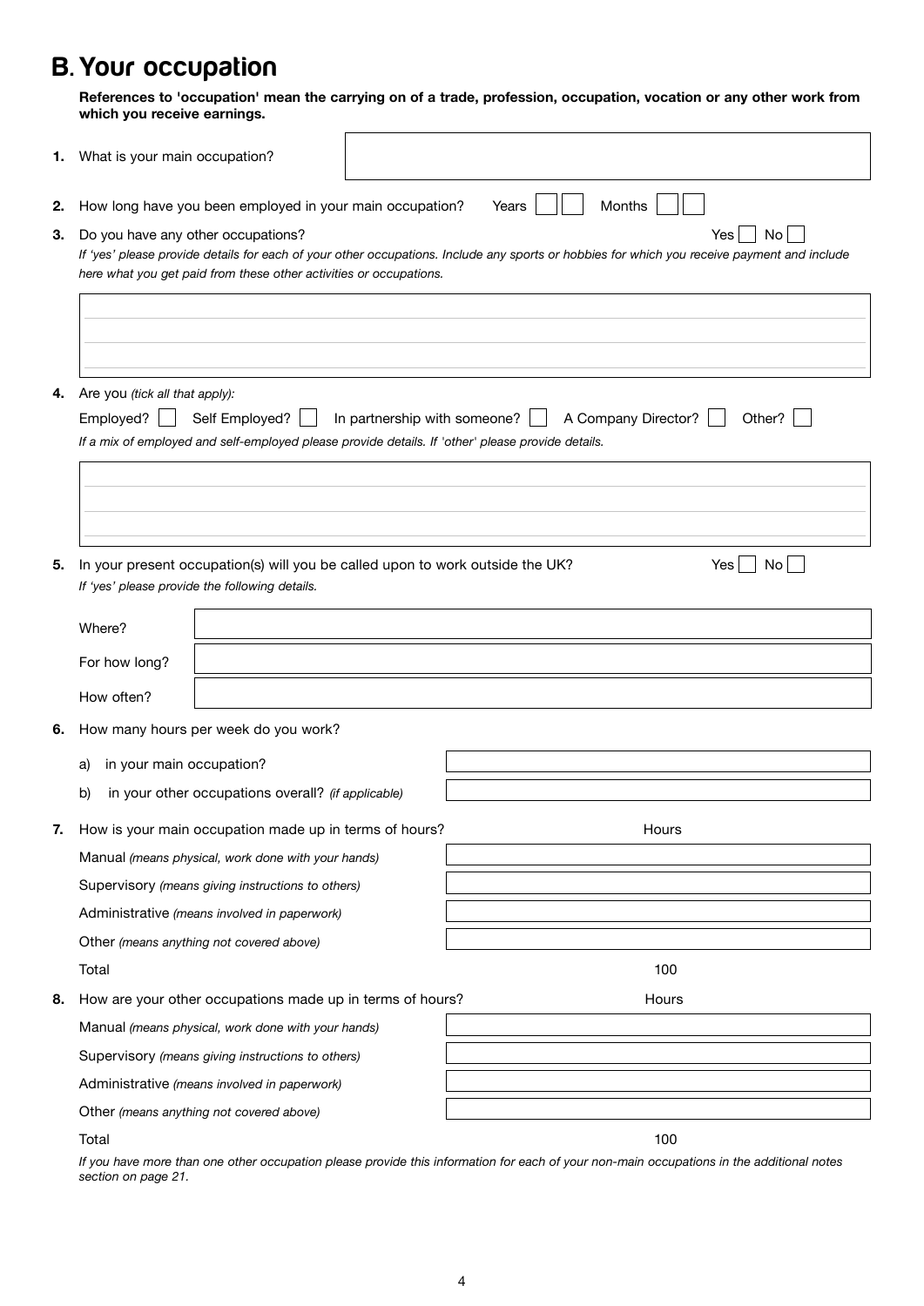## B. Your occupation

**References to 'occupation' mean the carrying on of a trade, profession, occupation, vocation or any other work from which you receive earnings.**

**1.** What is your main occupation?

**2.** How long have you been employed in your main occupation? Years ☐☐ Months ☐☐

**3.** Do you have any other occupations? Yes ☐ No ☐

*If 'yes' please provide details for each of your other occupations. Include any sports or hobbies for which you receive payment and include here what you get paid from these other activities or occupations.*

**4.** Are you *(tick all that apply):*

Employed? ☐ Self Employed? ☐ In partnership with someone? ☐ A Company Director? ☐ Other? ☐

*If a mix of employed and self-employed please provide details. If 'other' please provide details.*

**5.** In your present occupation(s) will you be called upon to work outside the UK? Yes ☐ No ☐

*If 'yes' please provide the following details.*

| | |
|---|---|
| Where? | |
| For how long? | |
| How often? | |

**6.** How many hours per week do you work?

| | |
|---|---|
| a) in your main occupation? | |
| b) in your other occupations overall? *(if applicable)* | |

**7.** How is your main occupation made up in terms of hours?

| | Hours |
|---|---|
| Manual *(means physical, work done with your hands)* | |
| Supervisory *(means giving instructions to others)* | |
| Administrative *(means involved in paperwork)* | |
| Other *(means anything not covered above)* | |
| Total | 100 |

**8.** How are your other occupations made up in terms of hours?

| | Hours |
|---|---|
| Manual *(means physical, work done with your hands)* | |
| Supervisory *(means giving instructions to others)* | |
| Administrative *(means involved in paperwork)* | |
| Other *(means anything not covered above)* | |
| Total | 100 |

*If you have more than one other occupation please provide this information for each of your non-main occupations in the additional notes section on page 21.*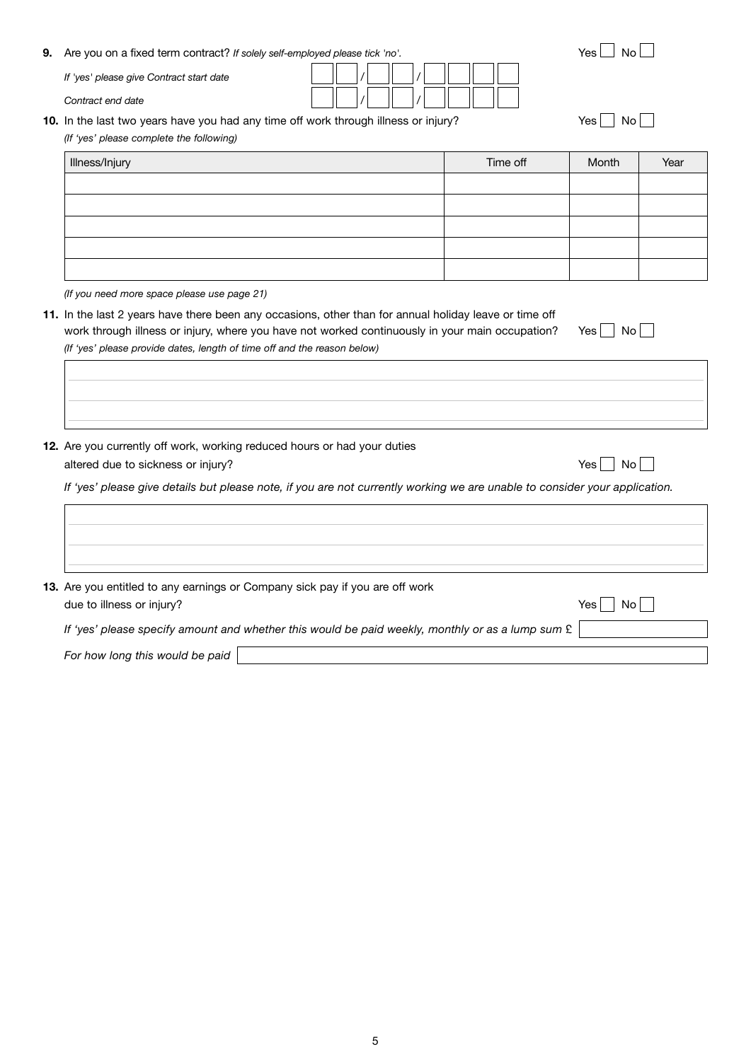**9.** Are you on a fixed term contract? *If solely self-employed please tick 'no'.* Yes ☐ No ☐

*If 'yes' please give Contract start date* ☐☐/☐☐/☐☐☐☐

*Contract end date* ☐☐/☐☐/☐☐☐☐

**10.** In the last two years have you had any time off work through illness or injury? Yes ☐ No ☐

*(If 'yes' please complete the following)*

| Illness/Injury | Time off | Month | Year |
|---|---|---|---|
| | | | |
| | | | |
| | | | |
| | | | |
| | | | |

*(If you need more space please use page 21)*

**11.** In the last 2 years have there been any occasions, other than for annual holiday leave or time off work through illness or injury, where you have not worked continuously in your main occupation? Yes ☐ No ☐

*(If 'yes' please provide dates, length of time off and the reason below)*

**12.** Are you currently off work, working reduced hours or had your duties altered due to sickness or injury? Yes ☐ No ☐

*If 'yes' please give details but please note, if you are not currently working we are unable to consider your application.*

**13.** Are you entitled to any earnings or Company sick pay if you are off work due to illness or injury? Yes ☐ No ☐

*If 'yes' please specify amount and whether this would be paid weekly, monthly or as a lump sum* £

*For how long this would be paid*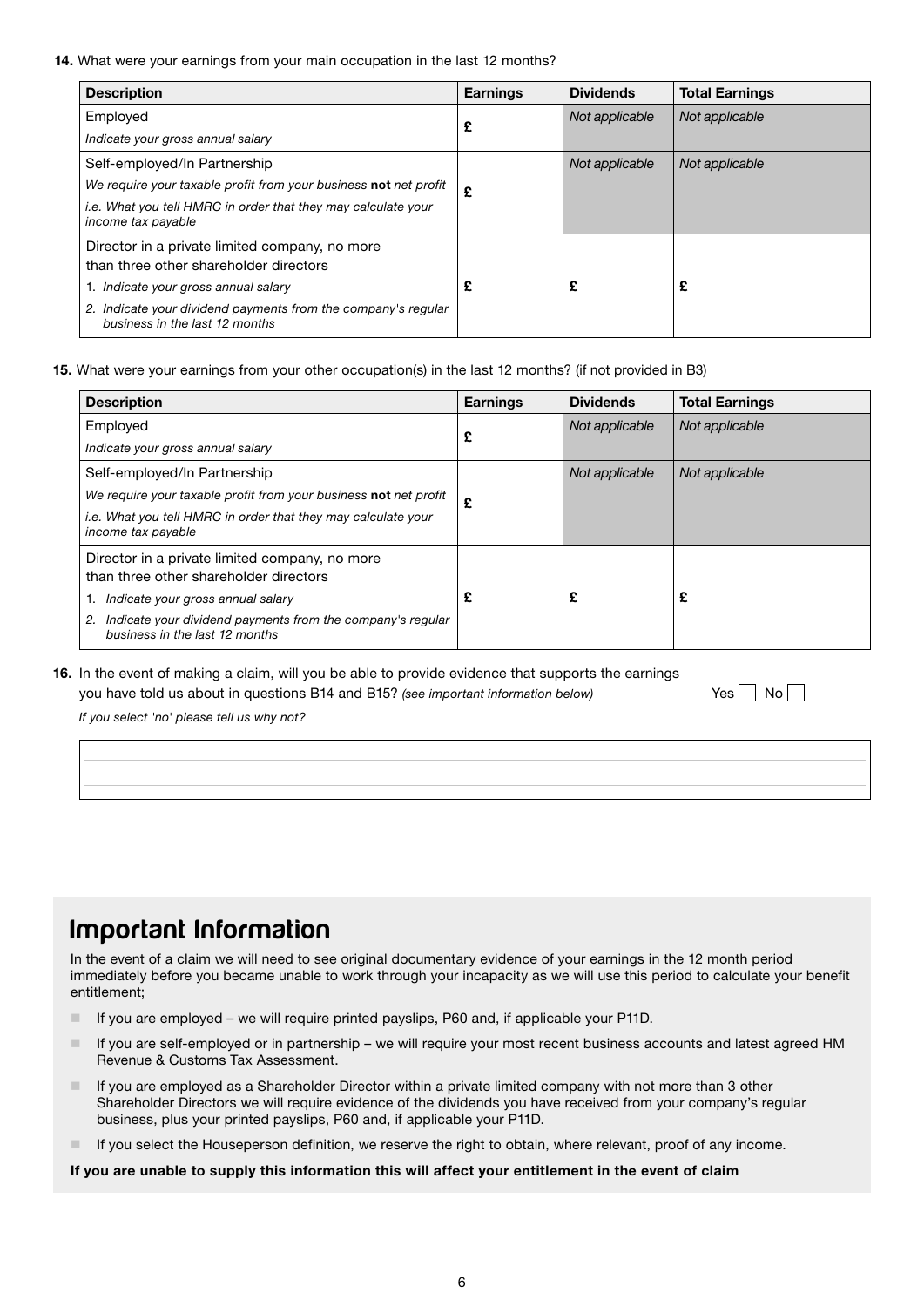**14.** What were your earnings from your main occupation in the last 12 months?

| Description | Earnings | Dividends | Total Earnings |
|---|---|---|---|
| Employed<br>*Indicate your gross annual salary* | £ | *Not applicable* | *Not applicable* |
| Self-employed/In Partnership<br>*We require your taxable profit from your business* **not** *net profit*<br>*i.e. What you tell HMRC in order that they may calculate your income tax payable* | £ | *Not applicable* | *Not applicable* |
| Director in a private limited company, no more than three other shareholder directors<br>1. *Indicate your gross annual salary*<br>2. *Indicate your dividend payments from the company's regular business in the last 12 months* | £ | £ | £ |

**15.** What were your earnings from your other occupation(s) in the last 12 months? (if not provided in B3)

| Description | Earnings | Dividends | Total Earnings |
|---|---|---|---|
| Employed<br>*Indicate your gross annual salary* | £ | *Not applicable* | *Not applicable* |
| Self-employed/In Partnership<br>*We require your taxable profit from your business* **not** *net profit*<br>*i.e. What you tell HMRC in order that they may calculate your income tax payable* | £ | *Not applicable* | *Not applicable* |
| Director in a private limited company, no more than three other shareholder directors<br>1. *Indicate your gross annual salary*<br>2. *Indicate your dividend payments from the company's regular business in the last 12 months* | £ | £ | £ |

**16.** In the event of making a claim, will you be able to provide evidence that supports the earnings you have told us about in questions B14 and B15? *(see important information below)* Yes ☐ No ☐

*If you select 'no' please tell us why not?*

## Important Information

In the event of a claim we will need to see original documentary evidence of your earnings in the 12 month period immediately before you became unable to work through your incapacity as we will use this period to calculate your benefit entitlement;

- If you are employed – we will require printed payslips, P60 and, if applicable your P11D.
- If you are self-employed or in partnership – we will require your most recent business accounts and latest agreed HM Revenue & Customs Tax Assessment.
- If you are employed as a Shareholder Director within a private limited company with not more than 3 other Shareholder Directors we will require evidence of the dividends you have received from your company's regular business, plus your printed payslips, P60 and, if applicable your P11D.
- If you select the Houseperson definition, we reserve the right to obtain, where relevant, proof of any income.

**If you are unable to supply this information this will affect your entitlement in the event of claim**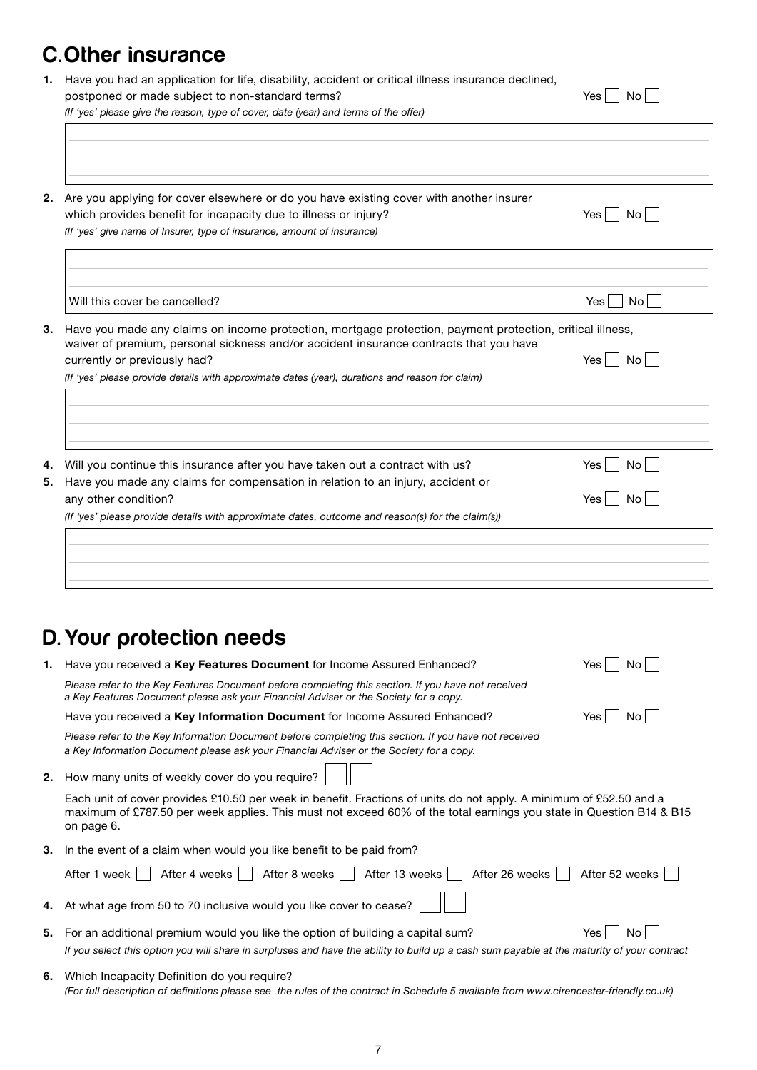## C. Other insurance

1. Have you had an application for life, disability, accident or critical illness insurance declined, postponed or made subject to non-standard terms? Yes ☐ No ☐

   *(If 'yes' please give the reason, type of cover, date (year) and terms of the offer)*

2. Are you applying for cover elsewhere or do you have existing cover with another insurer which provides benefit for incapacity due to illness or injury? Yes ☐ No ☐

   *(If 'yes' give name of Insurer, type of insurance, amount of insurance)*

   Will this cover be cancelled? Yes ☐ No ☐

3. Have you made any claims on income protection, mortgage protection, payment protection, critical illness, waiver of premium, personal sickness and/or accident insurance contracts that you have currently or previously had? Yes ☐ No ☐

   *(If 'yes' please provide details with approximate dates (year), durations and reason for claim)*

4. Will you continue this insurance after you have taken out a contract with us? Yes ☐ No ☐

5. Have you made any claims for compensation in relation to an injury, accident or any other condition? Yes ☐ No ☐

   *(If 'yes' please provide details with approximate dates, outcome and reason(s) for the claim(s))*

## D. Your protection needs

1. Have you received a **Key Features Document** for Income Assured Enhanced? Yes ☐ No ☐

   *Please refer to the Key Features Document before completing this section. If you have not received a Key Features Document please ask your Financial Adviser or the Society for a copy.*

   Have you received a **Key Information Document** for Income Assured Enhanced? Yes ☐ No ☐

   *Please refer to the Key Information Document before completing this section. If you have not received a Key Information Document please ask your Financial Adviser or the Society for a copy.*

2. How many units of weekly cover do you require? ☐☐

   Each unit of cover provides £10.50 per week in benefit. Fractions of units do not apply. A minimum of £52.50 and a maximum of £787.50 per week applies. This must not exceed 60% of the total earnings you state in Question B14 & B15 on page 6.

3. In the event of a claim when would you like benefit to be paid from?

   After 1 week ☐ After 4 weeks ☐ After 8 weeks ☐ After 13 weeks ☐ After 26 weeks ☐ After 52 weeks ☐

4. At what age from 50 to 70 inclusive would you like cover to cease? ☐☐

5. For an additional premium would you like the option of building a capital sum? Yes ☐ No ☐

   *If you select this option you will share in surpluses and have the ability to build up a cash sum payable at the maturity of your contract*

6. Which Incapacity Definition do you require?

   *(For full description of definitions please see the rules of the contract in Schedule 5 available from www.cirencester-friendly.co.uk)*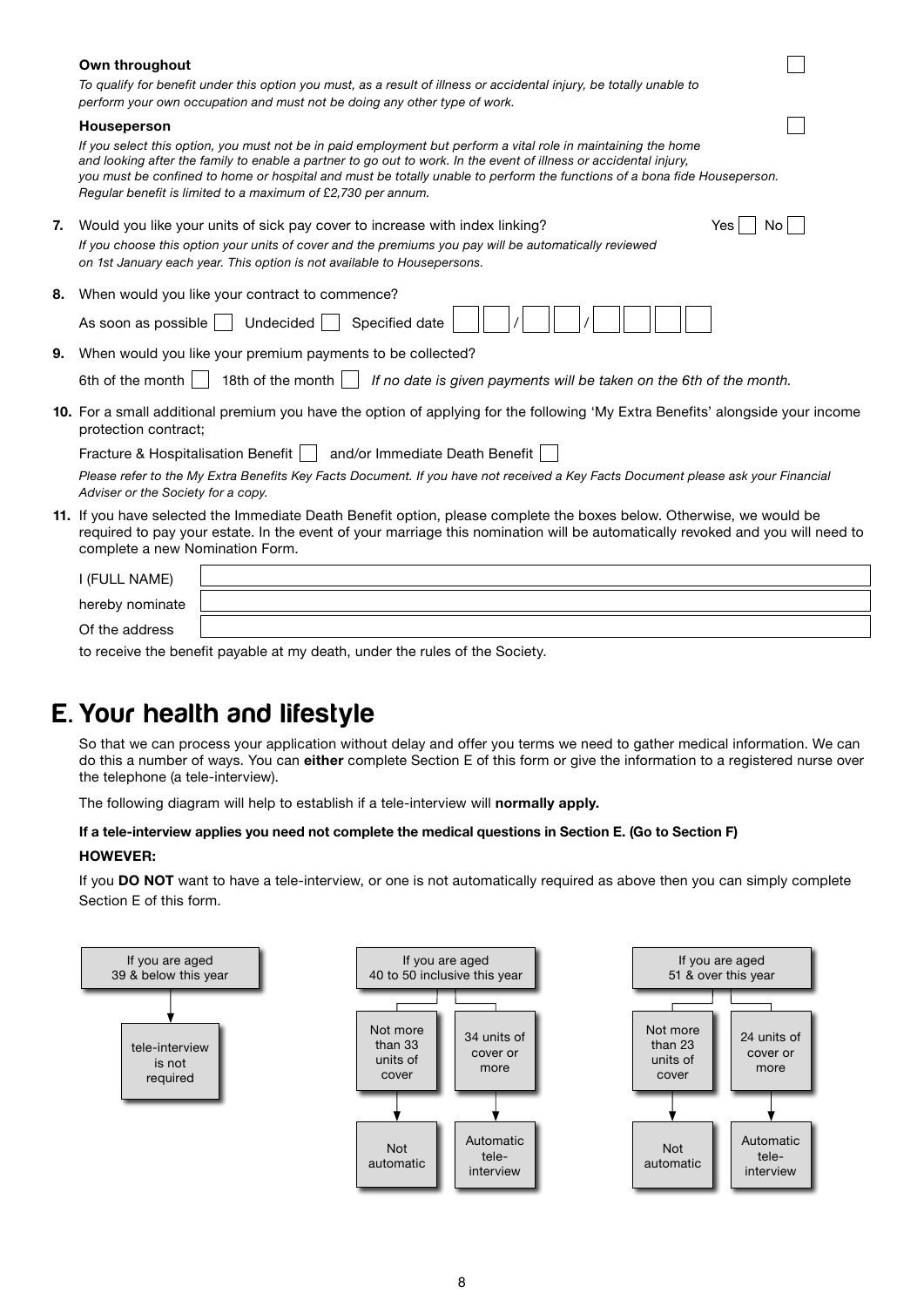**Own throughout** ☐

*To qualify for benefit under this option you must, as a result of illness or accidental injury, be totally unable to perform your own occupation and must not be doing any other type of work.*

**Houseperson** ☐

*If you select this option, you must not be in paid employment but perform a vital role in maintaining the home and looking after the family to enable a partner to go out to work. In the event of illness or accidental injury, you must be confined to home or hospital and must be totally unable to perform the functions of a bona fide Houseperson. Regular benefit is limited to a maximum of £2,730 per annum.*

**7.** Would you like your units of sick pay cover to increase with index linking? Yes ☐ No ☐

*If you choose this option your units of cover and the premiums you pay will be automatically reviewed on 1st January each year. This option is not available to Housepersons.*

**8.** When would you like your contract to commence?

As soon as possible ☐ Undecided ☐ Specified date ☐☐ / ☐☐ / ☐☐☐☐

**9.** When would you like your premium payments to be collected?

6th of the month ☐ 18th of the month ☐ *If no date is given payments will be taken on the 6th of the month.*

**10.** For a small additional premium you have the option of applying for the following 'My Extra Benefits' alongside your income protection contract;

Fracture & Hospitalisation Benefit ☐ and/or Immediate Death Benefit ☐

*Please refer to the My Extra Benefits Key Facts Document. If you have not received a Key Facts Document please ask your Financial Adviser or the Society for a copy.*

**11.** If you have selected the Immediate Death Benefit option, please complete the boxes below. Otherwise, we would be required to pay your estate. In the event of your marriage this nomination will be automatically revoked and you will need to complete a new Nomination Form.

I (FULL NAME) ____________________

hereby nominate ____________________

Of the address ____________________

to receive the benefit payable at my death, under the rules of the Society.

# E. Your health and lifestyle

So that we can process your application without delay and offer you terms we need to gather medical information. We can do this a number of ways. You can **either** complete Section E of this form or give the information to a registered nurse over the telephone (a tele-interview).

The following diagram will help to establish if a tele-interview will **normally apply.**

**If a tele-interview applies you need not complete the medical questions in Section E. (Go to Section F)**

**HOWEVER:**

If you **DO NOT** want to have a tele-interview, or one is not automatically required as above then you can simply complete Section E of this form.

- If you are aged 39 & below this year → tele-interview is not required
- If you are aged 40 to 50 inclusive this year:
  - Not more than 33 units of cover → Not automatic
  - 34 units of cover or more → Automatic tele-interview
- If you are aged 51 & over this year:
  - Not more than 23 units of cover → Not automatic
  - 24 units of cover or more → Automatic tele-interview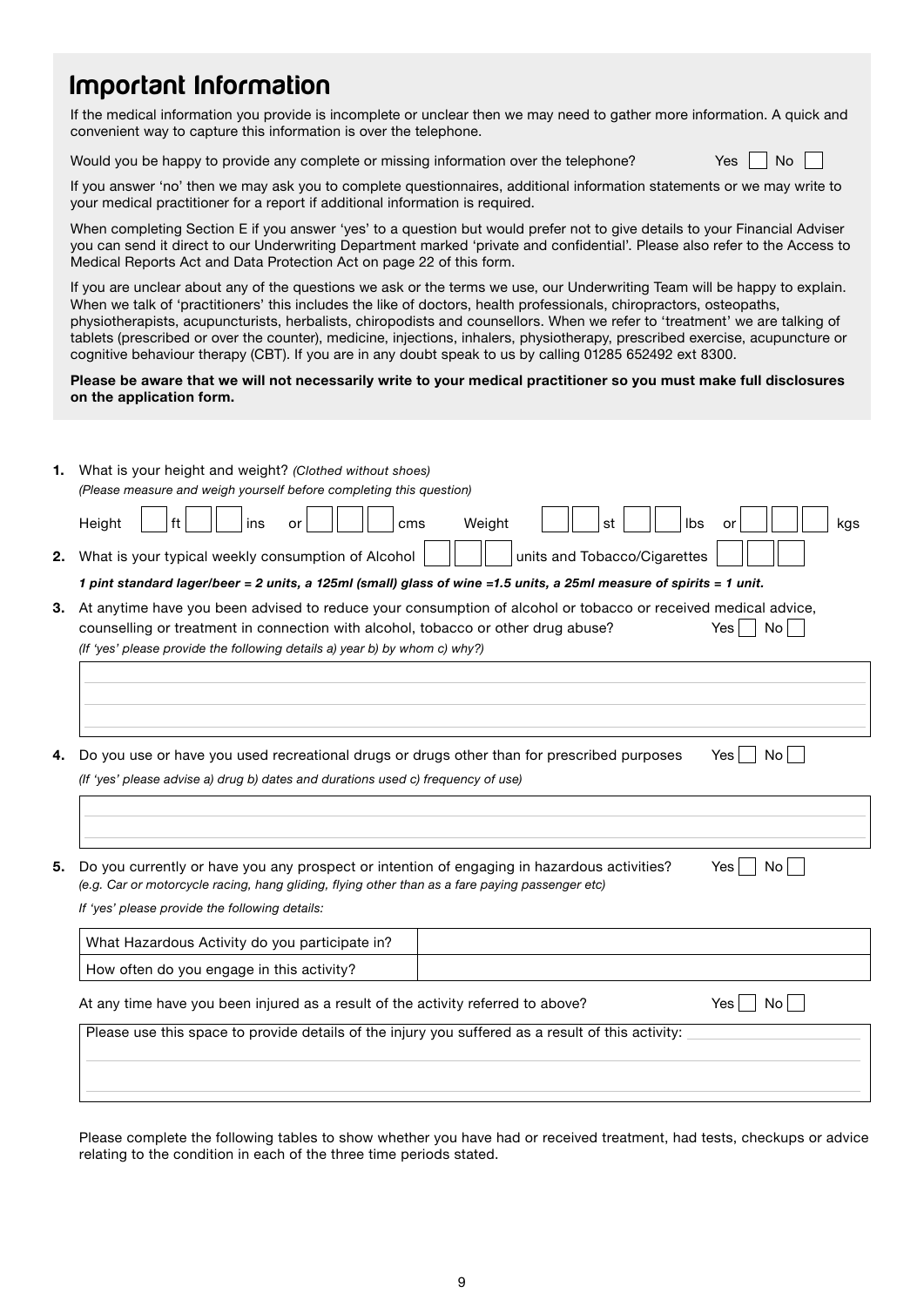# Important Information

If the medical information you provide is incomplete or unclear then we may need to gather more information. A quick and convenient way to capture this information is over the telephone.

Would you be happy to provide any complete or missing information over the telephone? Yes ☐ No ☐

If you answer 'no' then we may ask you to complete questionnaires, additional information statements or we may write to your medical practitioner for a report if additional information is required.

When completing Section E if you answer 'yes' to a question but would prefer not to give details to your Financial Adviser you can send it direct to our Underwriting Department marked 'private and confidential'. Please also refer to the Access to Medical Reports Act and Data Protection Act on page 22 of this form.

If you are unclear about any of the questions we ask or the terms we use, our Underwriting Team will be happy to explain. When we talk of 'practitioners' this includes the like of doctors, health professionals, chiropractors, osteopaths, physiotherapists, acupuncturists, herbalists, chiropodists and counsellors. When we refer to 'treatment' we are talking of tablets (prescribed or over the counter), medicine, injections, inhalers, physiotherapy, prescribed exercise, acupuncture or cognitive behaviour therapy (CBT). If you are in any doubt speak to us by calling 01285 652492 ext 8300.

**Please be aware that we will not necessarily write to your medical practitioner so you must make full disclosures on the application form.**

**1.** What is your height and weight? *(Clothed without shoes)*
*(Please measure and weigh yourself before completing this question)*

Height ☐ ft ☐☐ ins or ☐☐☐ cms Weight ☐☐ st ☐☐ lbs or ☐☐☐ kgs

**2.** What is your typical weekly consumption of Alcohol ☐☐☐ units and Tobacco/Cigarettes ☐☐☐

***1 pint standard lager/beer = 2 units, a 125ml (small) glass of wine =1.5 units, a 25ml measure of spirits = 1 unit.***

**3.** At anytime have you been advised to reduce your consumption of alcohol or tobacco or received medical advice, counselling or treatment in connection with alcohol, tobacco or other drug abuse? Yes ☐ No ☐
*(If 'yes' please provide the following details a) year b) by whom c) why?)*

**4.** Do you use or have you used recreational drugs or drugs other than for prescribed purposes Yes ☐ No ☐
*(If 'yes' please advise a) drug b) dates and durations used c) frequency of use)*

**5.** Do you currently or have you any prospect or intention of engaging in hazardous activities? Yes ☐ No ☐
*(e.g. Car or motorcycle racing, hang gliding, flying other than as a fare paying passenger etc)*

*If 'yes' please provide the following details:*

| What Hazardous Activity do you participate in? | |
|---|---|
| How often do you engage in this activity? | |

At any time have you been injured as a result of the activity referred to above? Yes ☐ No ☐

Please use this space to provide details of the injury you suffered as a result of this activity:

Please complete the following tables to show whether you have had or received treatment, had tests, checkups or advice relating to the condition in each of the three time periods stated.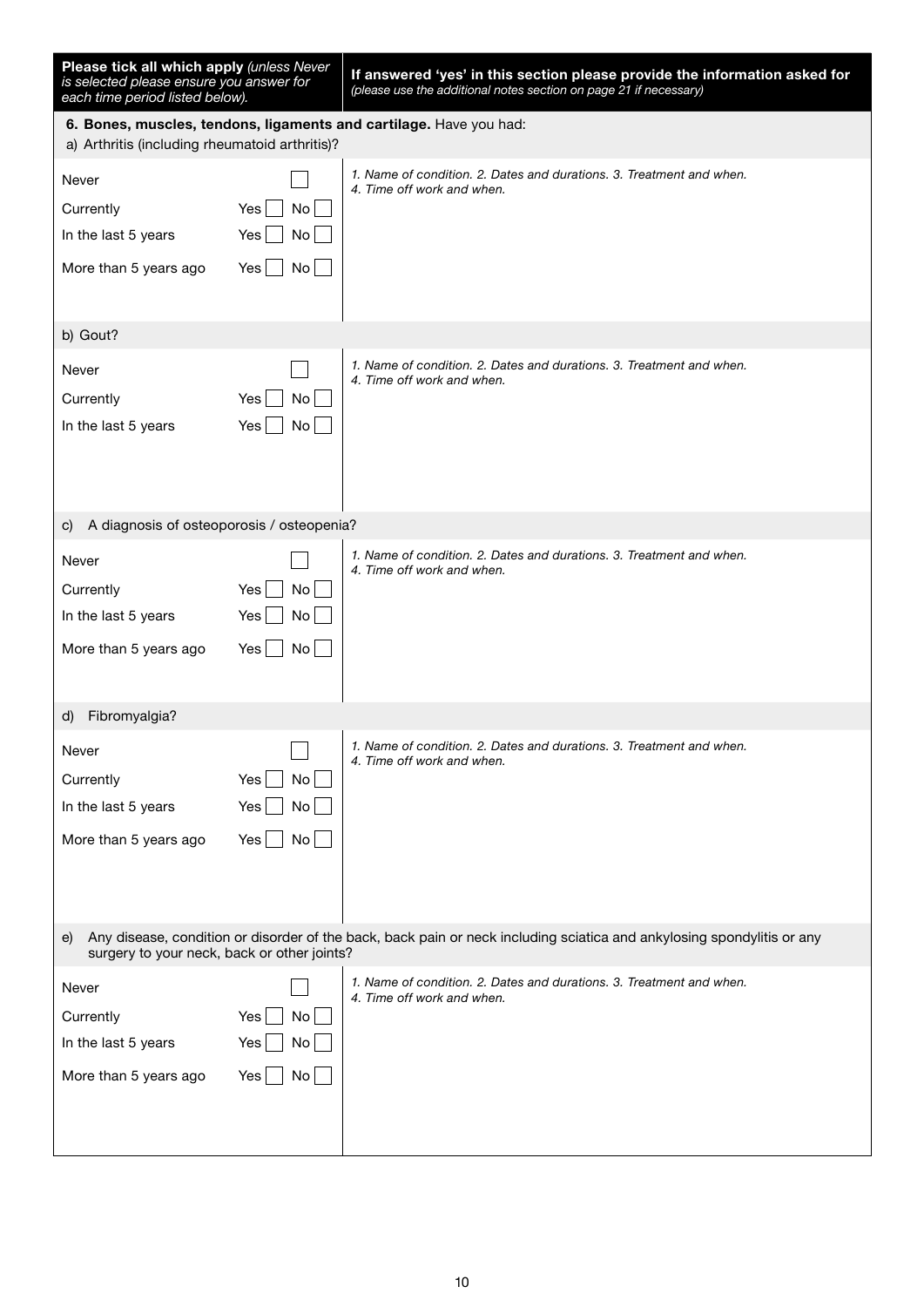| **Please tick all which apply** *(unless Never is selected please ensure you answer for each time period listed below).* | **If answered 'yes' in this section please provide the information asked for** *(please use the additional notes section on page 21 if necessary)* |
|---|---|

**6. Bones, muscles, tendons, ligaments and cartilage.** Have you had:

a) Arthritis (including rheumatoid arthritis)?

| | | *1. Name of condition. 2. Dates and durations. 3. Treatment and when. 4. Time off work and when.* |
|---|---|---|
| Never | ☐ | |
| Currently | Yes ☐ No ☐ | |
| In the last 5 years | Yes ☐ No ☐ | |
| More than 5 years ago | Yes ☐ No ☐ | |

b) Gout?

| | | *1. Name of condition. 2. Dates and durations. 3. Treatment and when. 4. Time off work and when.* |
|---|---|---|
| Never | ☐ | |
| Currently | Yes ☐ No ☐ | |
| In the last 5 years | Yes ☐ No ☐ | |

c) A diagnosis of osteoporosis / osteopenia?

| | | *1. Name of condition. 2. Dates and durations. 3. Treatment and when. 4. Time off work and when.* |
|---|---|---|
| Never | ☐ | |
| Currently | Yes ☐ No ☐ | |
| In the last 5 years | Yes ☐ No ☐ | |
| More than 5 years ago | Yes ☐ No ☐ | |

d) Fibromyalgia?

| | | *1. Name of condition. 2. Dates and durations. 3. Treatment and when. 4. Time off work and when.* |
|---|---|---|
| Never | ☐ | |
| Currently | Yes ☐ No ☐ | |
| In the last 5 years | Yes ☐ No ☐ | |
| More than 5 years ago | Yes ☐ No ☐ | |

e) Any disease, condition or disorder of the back, back pain or neck including sciatica and ankylosing spondylitis or any surgery to your neck, back or other joints?

| | | *1. Name of condition. 2. Dates and durations. 3. Treatment and when. 4. Time off work and when.* |
|---|---|---|
| Never | ☐ | |
| Currently | Yes ☐ No ☐ | |
| In the last 5 years | Yes ☐ No ☐ | |
| More than 5 years ago | Yes ☐ No ☐ | |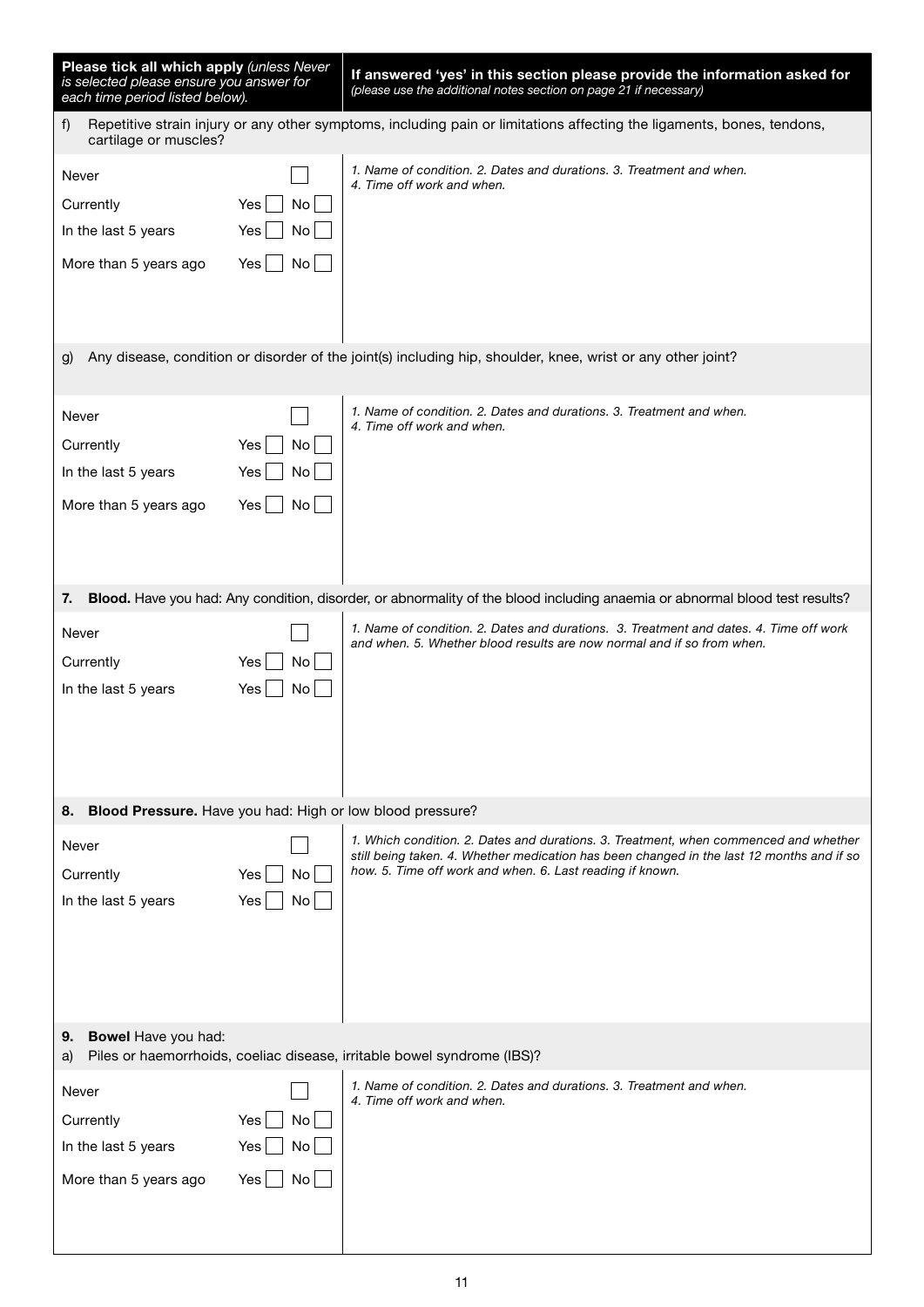| **Please tick all which apply** *(unless Never is selected please ensure you answer for each time period listed below).* | **If answered 'yes' in this section please provide the information asked for** *(please use the additional notes section on page 21 if necessary)* |
|---|---|

**f)** Repetitive strain injury or any other symptoms, including pain or limitations affecting the ligaments, bones, tendons, cartilage or muscles?

| | | *1. Name of condition. 2. Dates and durations. 3. Treatment and when. 4. Time off work and when.* |
|---|---|---|
| Never | ☐ | |
| Currently | Yes ☐ No ☐ | |
| In the last 5 years | Yes ☐ No ☐ | |
| More than 5 years ago | Yes ☐ No ☐ | |

**g)** Any disease, condition or disorder of the joint(s) including hip, shoulder, knee, wrist or any other joint?

| | | *1. Name of condition. 2. Dates and durations. 3. Treatment and when. 4. Time off work and when.* |
|---|---|---|
| Never | ☐ | |
| Currently | Yes ☐ No ☐ | |
| In the last 5 years | Yes ☐ No ☐ | |
| More than 5 years ago | Yes ☐ No ☐ | |

**7. Blood.** Have you had: Any condition, disorder, or abnormality of the blood including anaemia or abnormal blood test results?

| | | *1. Name of condition. 2. Dates and durations. 3. Treatment and dates. 4. Time off work and when. 5. Whether blood results are now normal and if so from when.* |
|---|---|---|
| Never | ☐ | |
| Currently | Yes ☐ No ☐ | |
| In the last 5 years | Yes ☐ No ☐ | |

**8. Blood Pressure.** Have you had: High or low blood pressure?

| | | *1. Which condition. 2. Dates and durations. 3. Treatment, when commenced and whether still being taken. 4. Whether medication has been changed in the last 12 months and if so how. 5. Time off work and when. 6. Last reading if known.* |
|---|---|---|
| Never | ☐ | |
| Currently | Yes ☐ No ☐ | |
| In the last 5 years | Yes ☐ No ☐ | |

**9. Bowel** Have you had:

**a)** Piles or haemorrhoids, coeliac disease, irritable bowel syndrome (IBS)?

| | | *1. Name of condition. 2. Dates and durations. 3. Treatment and when. 4. Time off work and when.* |
|---|---|---|
| Never | ☐ | |
| Currently | Yes ☐ No ☐ | |
| In the last 5 years | Yes ☐ No ☐ | |
| More than 5 years ago | Yes ☐ No ☐ | |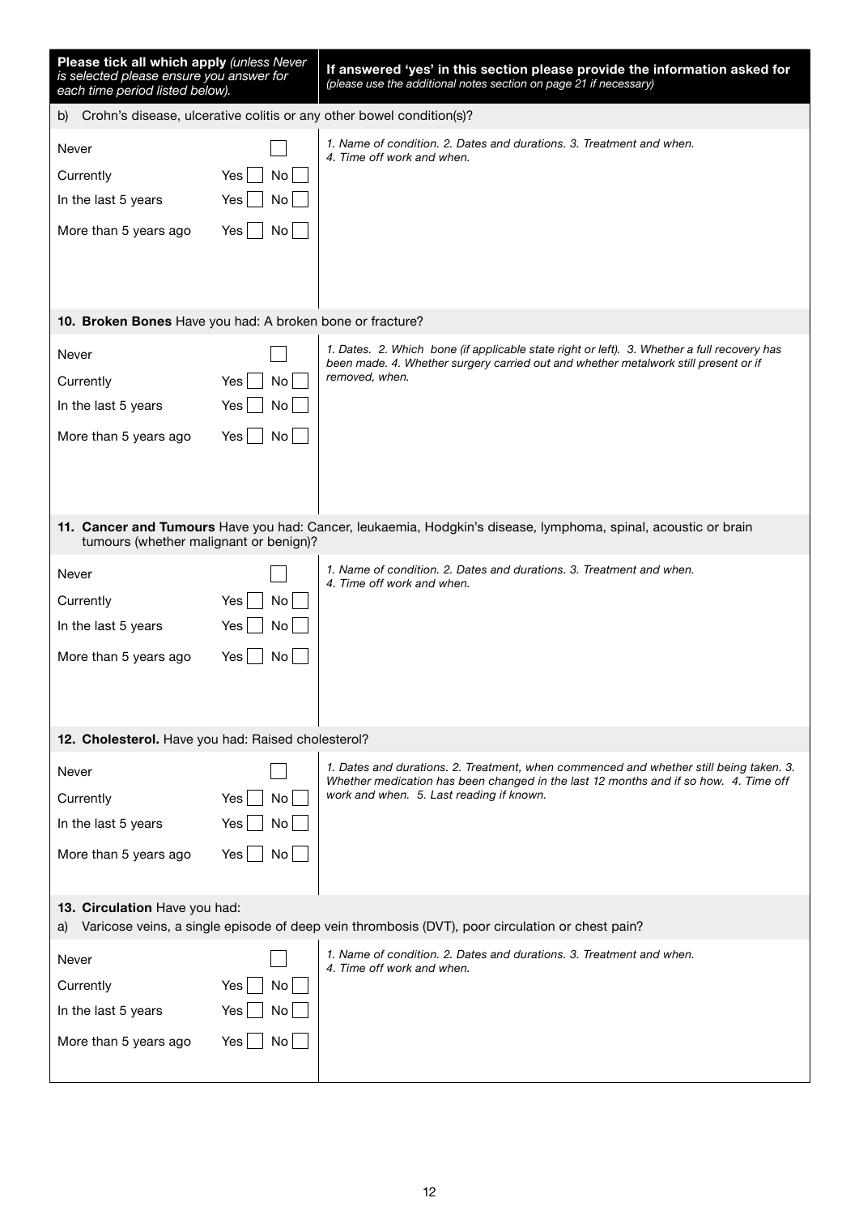| **Please tick all which apply** *(unless Never is selected please ensure you answer for each time period listed below).* | **If answered 'yes' in this section please provide the information asked for** *(please use the additional notes section on page 21 if necessary)* |
|---|---|
| b) Crohn's disease, ulcerative colitis or any other bowel condition(s)? | |
| Never ☐<br>Currently Yes ☐ No ☐<br>In the last 5 years Yes ☐ No ☐<br>More than 5 years ago Yes ☐ No ☐ | *1. Name of condition. 2. Dates and durations. 3. Treatment and when. 4. Time off work and when.* |
| **10. Broken Bones** Have you had: A broken bone or fracture? | |
| Never ☐<br>Currently Yes ☐ No ☐<br>In the last 5 years Yes ☐ No ☐<br>More than 5 years ago Yes ☐ No ☐ | *1. Dates. 2. Which bone (if applicable state right or left). 3. Whether a full recovery has been made. 4. Whether surgery carried out and whether metalwork still present or if removed, when.* |
| **11. Cancer and Tumours** Have you had: Cancer, leukaemia, Hodgkin's disease, lymphoma, spinal, acoustic or brain tumours (whether malignant or benign)? | |
| Never ☐<br>Currently Yes ☐ No ☐<br>In the last 5 years Yes ☐ No ☐<br>More than 5 years ago Yes ☐ No ☐ | *1. Name of condition. 2. Dates and durations. 3. Treatment and when. 4. Time off work and when.* |
| **12. Cholesterol.** Have you had: Raised cholesterol? | |
| Never ☐<br>Currently Yes ☐ No ☐<br>In the last 5 years Yes ☐ No ☐<br>More than 5 years ago Yes ☐ No ☐ | *1. Dates and durations. 2. Treatment, when commenced and whether still being taken. 3. Whether medication has been changed in the last 12 months and if so how. 4. Time off work and when. 5. Last reading if known.* |
| **13. Circulation** Have you had:<br>a) Varicose veins, a single episode of deep vein thrombosis (DVT), poor circulation or chest pain? | |
| Never ☐<br>Currently Yes ☐ No ☐<br>In the last 5 years Yes ☐ No ☐<br>More than 5 years ago Yes ☐ No ☐ | *1. Name of condition. 2. Dates and durations. 3. Treatment and when. 4. Time off work and when.* |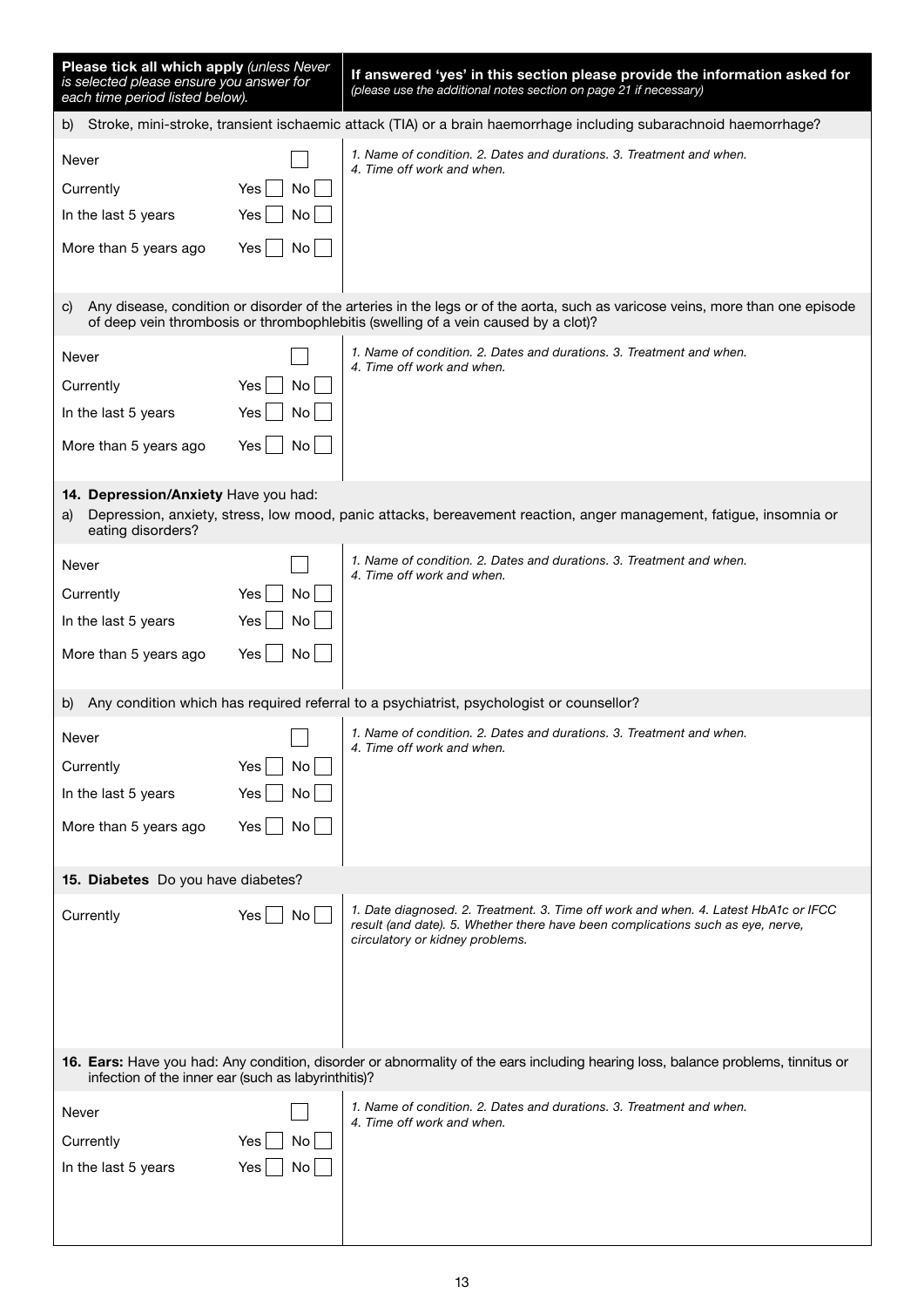| **Please tick all which apply** *(unless Never is selected please ensure you answer for each time period listed below).* | **If answered 'yes' in this section please provide the information asked for** *(please use the additional notes section on page 21 if necessary)* |
|---|---|
| b) Stroke, mini-stroke, transient ischaemic attack (TIA) or a brain haemorrhage including subarachnoid haemorrhage? | |
| Never ☐<br>Currently Yes ☐ No ☐<br>In the last 5 years Yes ☐ No ☐<br>More than 5 years ago Yes ☐ No ☐ | *1. Name of condition. 2. Dates and durations. 3. Treatment and when. 4. Time off work and when.* |
| c) Any disease, condition or disorder of the arteries in the legs or of the aorta, such as varicose veins, more than one episode of deep vein thrombosis or thrombophlebitis (swelling of a vein caused by a clot)? | |
| Never ☐<br>Currently Yes ☐ No ☐<br>In the last 5 years Yes ☐ No ☐<br>More than 5 years ago Yes ☐ No ☐ | *1. Name of condition. 2. Dates and durations. 3. Treatment and when. 4. Time off work and when.* |
| **14. Depression/Anxiety** Have you had:<br>a) Depression, anxiety, stress, low mood, panic attacks, bereavement reaction, anger management, fatigue, insomnia or eating disorders? | |
| Never ☐<br>Currently Yes ☐ No ☐<br>In the last 5 years Yes ☐ No ☐<br>More than 5 years ago Yes ☐ No ☐ | *1. Name of condition. 2. Dates and durations. 3. Treatment and when. 4. Time off work and when.* |
| b) Any condition which has required referral to a psychiatrist, psychologist or counsellor? | |
| Never ☐<br>Currently Yes ☐ No ☐<br>In the last 5 years Yes ☐ No ☐<br>More than 5 years ago Yes ☐ No ☐ | *1. Name of condition. 2. Dates and durations. 3. Treatment and when. 4. Time off work and when.* |
| **15. Diabetes** Do you have diabetes? | |
| Currently Yes ☐ No ☐ | *1. Date diagnosed. 2. Treatment. 3. Time off work and when. 4. Latest HbA1c or IFCC result (and date). 5. Whether there have been complications such as eye, nerve, circulatory or kidney problems.* |
| **16. Ears:** Have you had: Any condition, disorder or abnormality of the ears including hearing loss, balance problems, tinnitus or infection of the inner ear (such as labyrinthitis)? | |
| Never ☐<br>Currently Yes ☐ No ☐<br>In the last 5 years Yes ☐ No ☐ | *1. Name of condition. 2. Dates and durations. 3. Treatment and when. 4. Time off work and when.* |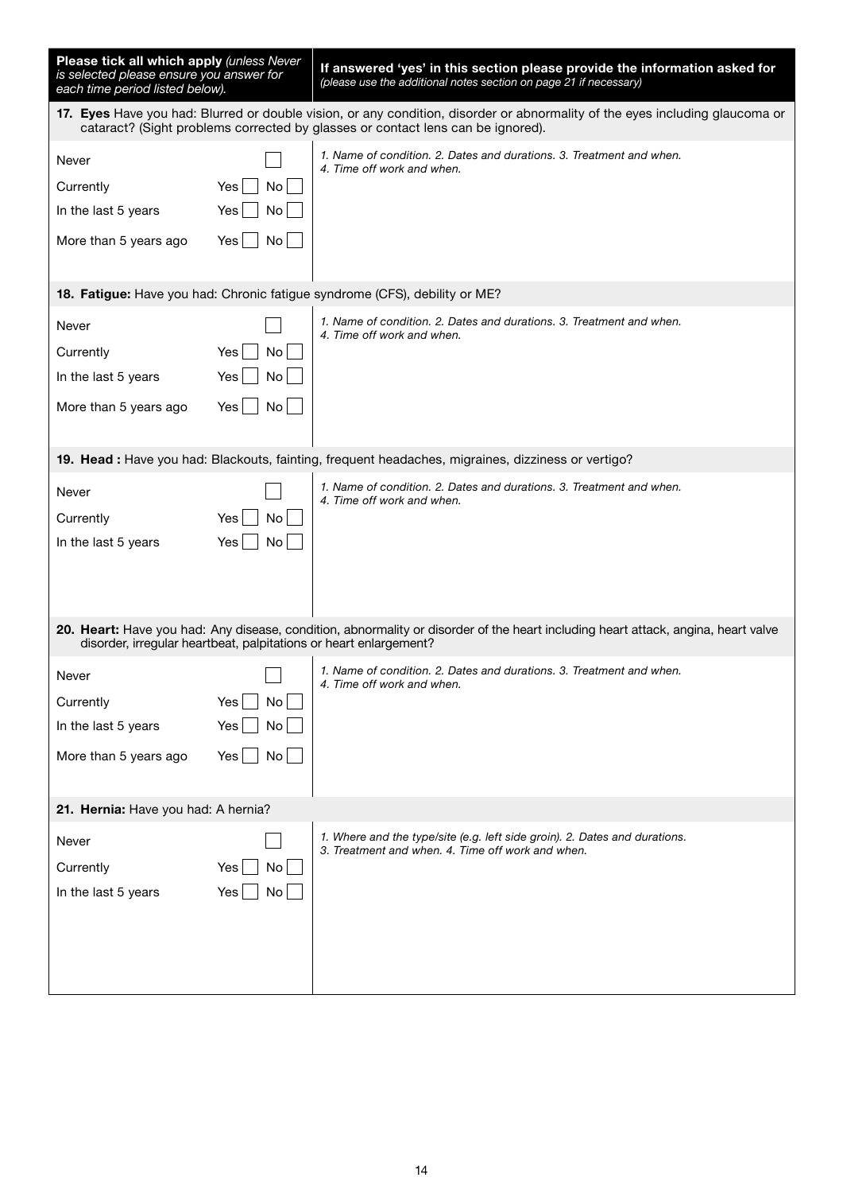| **Please tick all which apply** *(unless Never is selected please ensure you answer for each time period listed below).* | **If answered 'yes' in this section please provide the information asked for** *(please use the additional notes section on page 21 if necessary)* |
|---|---|

**17. Eyes** Have you had: Blurred or double vision, or any condition, disorder or abnormality of the eyes including glaucoma or cataract? (Sight problems corrected by glasses or contact lens can be ignored).

| | | |
|---|---|---|
| Never | ☐ | *1. Name of condition. 2. Dates and durations. 3. Treatment and when. 4. Time off work and when.* |
| Currently | Yes ☐ No ☐ | |
| In the last 5 years | Yes ☐ No ☐ | |
| More than 5 years ago | Yes ☐ No ☐ | |

**18. Fatigue:** Have you had: Chronic fatigue syndrome (CFS), debility or ME?

| | | |
|---|---|---|
| Never | ☐ | *1. Name of condition. 2. Dates and durations. 3. Treatment and when. 4. Time off work and when.* |
| Currently | Yes ☐ No ☐ | |
| In the last 5 years | Yes ☐ No ☐ | |
| More than 5 years ago | Yes ☐ No ☐ | |

**19. Head :** Have you had: Blackouts, fainting, frequent headaches, migraines, dizziness or vertigo?

| | | |
|---|---|---|
| Never | ☐ | *1. Name of condition. 2. Dates and durations. 3. Treatment and when. 4. Time off work and when.* |
| Currently | Yes ☐ No ☐ | |
| In the last 5 years | Yes ☐ No ☐ | |

**20. Heart:** Have you had: Any disease, condition, abnormality or disorder of the heart including heart attack, angina, heart valve disorder, irregular heartbeat, palpitations or heart enlargement?

| | | |
|---|---|---|
| Never | ☐ | *1. Name of condition. 2. Dates and durations. 3. Treatment and when. 4. Time off work and when.* |
| Currently | Yes ☐ No ☐ | |
| In the last 5 years | Yes ☐ No ☐ | |
| More than 5 years ago | Yes ☐ No ☐ | |

**21. Hernia:** Have you had: A hernia?

| | | |
|---|---|---|
| Never | ☐ | *1. Where and the type/site (e.g. left side groin). 2. Dates and durations. 3. Treatment and when. 4. Time off work and when.* |
| Currently | Yes ☐ No ☐ | |
| In the last 5 years | Yes ☐ No ☐ | |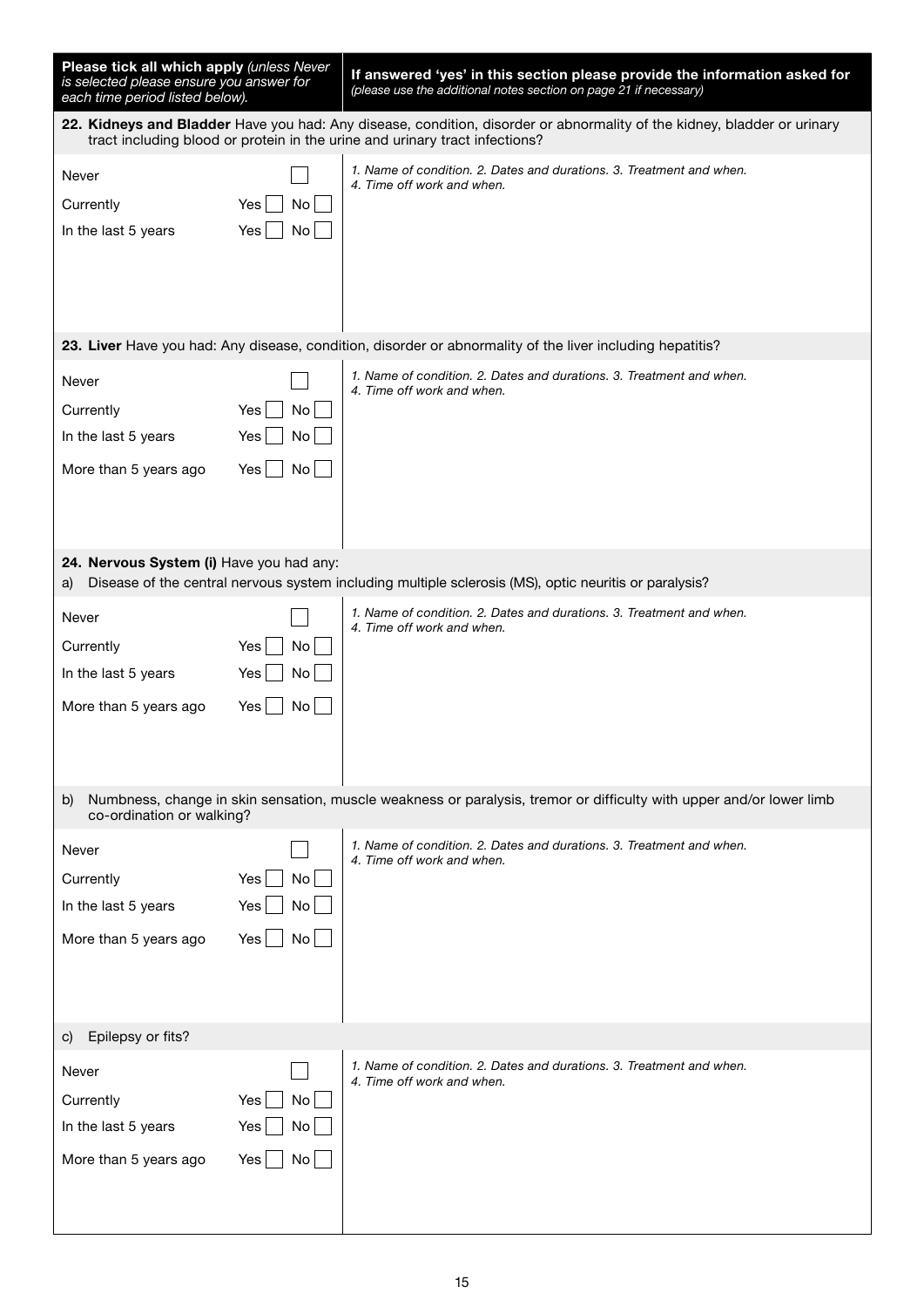| **Please tick all which apply** *(unless Never is selected please ensure you answer for each time period listed below).* | **If answered 'yes' in this section please provide the information asked for** *(please use the additional notes section on page 21 if necessary)* |
|---|---|

**22. Kidneys and Bladder** Have you had: Any disease, condition, disorder or abnormality of the kidney, bladder or urinary tract including blood or protein in the urine and urinary tract infections?

| | | *1. Name of condition. 2. Dates and durations. 3. Treatment and when. 4. Time off work and when.* |
|---|---|---|
| Never | ☐ | |
| Currently | Yes ☐ No ☐ | |
| In the last 5 years | Yes ☐ No ☐ | |

**23. Liver** Have you had: Any disease, condition, disorder or abnormality of the liver including hepatitis?

| | | *1. Name of condition. 2. Dates and durations. 3. Treatment and when. 4. Time off work and when.* |
|---|---|---|
| Never | ☐ | |
| Currently | Yes ☐ No ☐ | |
| In the last 5 years | Yes ☐ No ☐ | |
| More than 5 years ago | Yes ☐ No ☐ | |

**24. Nervous System (i)** Have you had any:

a) Disease of the central nervous system including multiple sclerosis (MS), optic neuritis or paralysis?

| | | *1. Name of condition. 2. Dates and durations. 3. Treatment and when. 4. Time off work and when.* |
|---|---|---|
| Never | ☐ | |
| Currently | Yes ☐ No ☐ | |
| In the last 5 years | Yes ☐ No ☐ | |
| More than 5 years ago | Yes ☐ No ☐ | |

b) Numbness, change in skin sensation, muscle weakness or paralysis, tremor or difficulty with upper and/or lower limb co-ordination or walking?

| | | *1. Name of condition. 2. Dates and durations. 3. Treatment and when. 4. Time off work and when.* |
|---|---|---|
| Never | ☐ | |
| Currently | Yes ☐ No ☐ | |
| In the last 5 years | Yes ☐ No ☐ | |
| More than 5 years ago | Yes ☐ No ☐ | |

c) Epilepsy or fits?

| | | *1. Name of condition. 2. Dates and durations. 3. Treatment and when. 4. Time off work and when.* |
|---|---|---|
| Never | ☐ | |
| Currently | Yes ☐ No ☐ | |
| In the last 5 years | Yes ☐ No ☐ | |
| More than 5 years ago | Yes ☐ No ☐ | |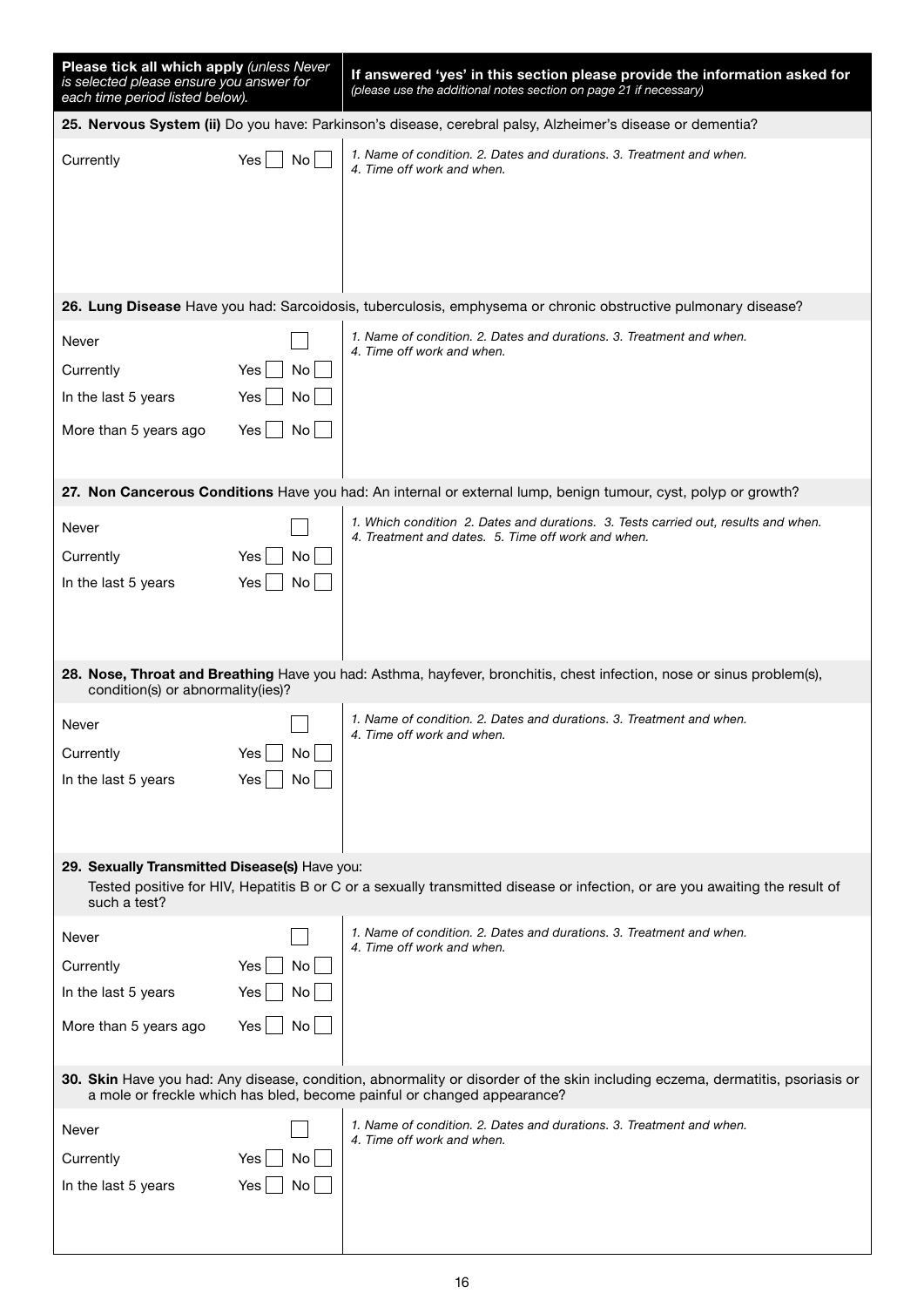| **Please tick all which apply** *(unless Never is selected please ensure you answer for each time period listed below).* | | **If answered 'yes' in this section please provide the information asked for** *(please use the additional notes section on page 21 if necessary)* |
|---|---|---|
| **25. Nervous System (ii)** Do you have: Parkinson's disease, cerebral palsy, Alzheimer's disease or dementia? | | |
| Currently | Yes ☐ No ☐ | *1. Name of condition. 2. Dates and durations. 3. Treatment and when. 4. Time off work and when.* |
| **26. Lung Disease** Have you had: Sarcoidosis, tuberculosis, emphysema or chronic obstructive pulmonary disease? | | |
| Never | ☐ | *1. Name of condition. 2. Dates and durations. 3. Treatment and when. 4. Time off work and when.* |
| Currently | Yes ☐ No ☐ | |
| In the last 5 years | Yes ☐ No ☐ | |
| More than 5 years ago | Yes ☐ No ☐ | |
| **27. Non Cancerous Conditions** Have you had: An internal or external lump, benign tumour, cyst, polyp or growth? | | |
| Never | ☐ | *1. Which condition 2. Dates and durations. 3. Tests carried out, results and when. 4. Treatment and dates. 5. Time off work and when.* |
| Currently | Yes ☐ No ☐ | |
| In the last 5 years | Yes ☐ No ☐ | |
| **28. Nose, Throat and Breathing** Have you had: Asthma, hayfever, bronchitis, chest infection, nose or sinus problem(s), condition(s) or abnormality(ies)? | | |
| Never | ☐ | *1. Name of condition. 2. Dates and durations. 3. Treatment and when. 4. Time off work and when.* |
| Currently | Yes ☐ No ☐ | |
| In the last 5 years | Yes ☐ No ☐ | |
| **29. Sexually Transmitted Disease(s)** Have you: Tested positive for HIV, Hepatitis B or C or a sexually transmitted disease or infection, or are you awaiting the result of such a test? | | |
| Never | ☐ | *1. Name of condition. 2. Dates and durations. 3. Treatment and when. 4. Time off work and when.* |
| Currently | Yes ☐ No ☐ | |
| In the last 5 years | Yes ☐ No ☐ | |
| More than 5 years ago | Yes ☐ No ☐ | |
| **30. Skin** Have you had: Any disease, condition, abnormality or disorder of the skin including eczema, dermatitis, psoriasis or a mole or freckle which has bled, become painful or changed appearance? | | |
| Never | ☐ | *1. Name of condition. 2. Dates and durations. 3. Treatment and when. 4. Time off work and when.* |
| Currently | Yes ☐ No ☐ | |
| In the last 5 years | Yes ☐ No ☐ | |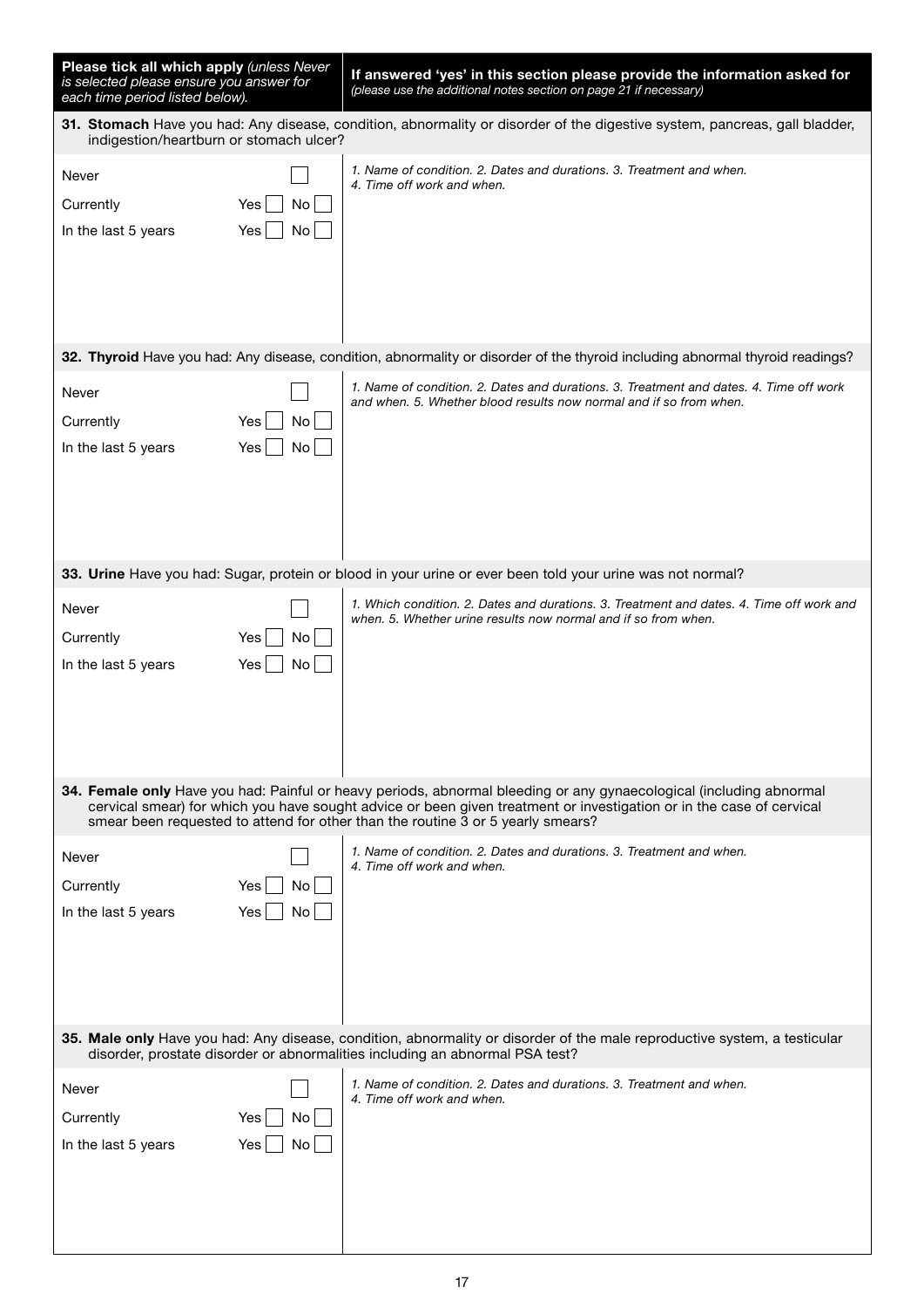| **Please tick all which apply** *(unless Never is selected please ensure you answer for each time period listed below).* | **If answered 'yes' in this section please provide the information asked for** *(please use the additional notes section on page 21 if necessary)* |
|---|---|

**31. Stomach** Have you had: Any disease, condition, abnormality or disorder of the digestive system, pancreas, gall bladder, indigestion/heartburn or stomach ulcer?

| | | *1. Name of condition. 2. Dates and durations. 3. Treatment and when. 4. Time off work and when.* |
|---|---|---|
| Never | ☐ | |
| Currently | Yes ☐ No ☐ | |
| In the last 5 years | Yes ☐ No ☐ | |

**32. Thyroid** Have you had: Any disease, condition, abnormality or disorder of the thyroid including abnormal thyroid readings?

| | | *1. Name of condition. 2. Dates and durations. 3. Treatment and dates. 4. Time off work and when. 5. Whether blood results now normal and if so from when.* |
|---|---|---|
| Never | ☐ | |
| Currently | Yes ☐ No ☐ | |
| In the last 5 years | Yes ☐ No ☐ | |

**33. Urine** Have you had: Sugar, protein or blood in your urine or ever been told your urine was not normal?

| | | *1. Which condition. 2. Dates and durations. 3. Treatment and dates. 4. Time off work and when. 5. Whether urine results now normal and if so from when.* |
|---|---|---|
| Never | ☐ | |
| Currently | Yes ☐ No ☐ | |
| In the last 5 years | Yes ☐ No ☐ | |

**34. Female only** Have you had: Painful or heavy periods, abnormal bleeding or any gynaecological (including abnormal cervical smear) for which you have sought advice or been given treatment or investigation or in the case of cervical smear been requested to attend for other than the routine 3 or 5 yearly smears?

| | | *1. Name of condition. 2. Dates and durations. 3. Treatment and when. 4. Time off work and when.* |
|---|---|---|
| Never | ☐ | |
| Currently | Yes ☐ No ☐ | |
| In the last 5 years | Yes ☐ No ☐ | |

**35. Male only** Have you had: Any disease, condition, abnormality or disorder of the male reproductive system, a testicular disorder, prostate disorder or abnormalities including an abnormal PSA test?

| | | *1. Name of condition. 2. Dates and durations. 3. Treatment and when. 4. Time off work and when.* |
|---|---|---|
| Never | ☐ | |
| Currently | Yes ☐ No ☐ | |
| In the last 5 years | Yes ☐ No ☐ | |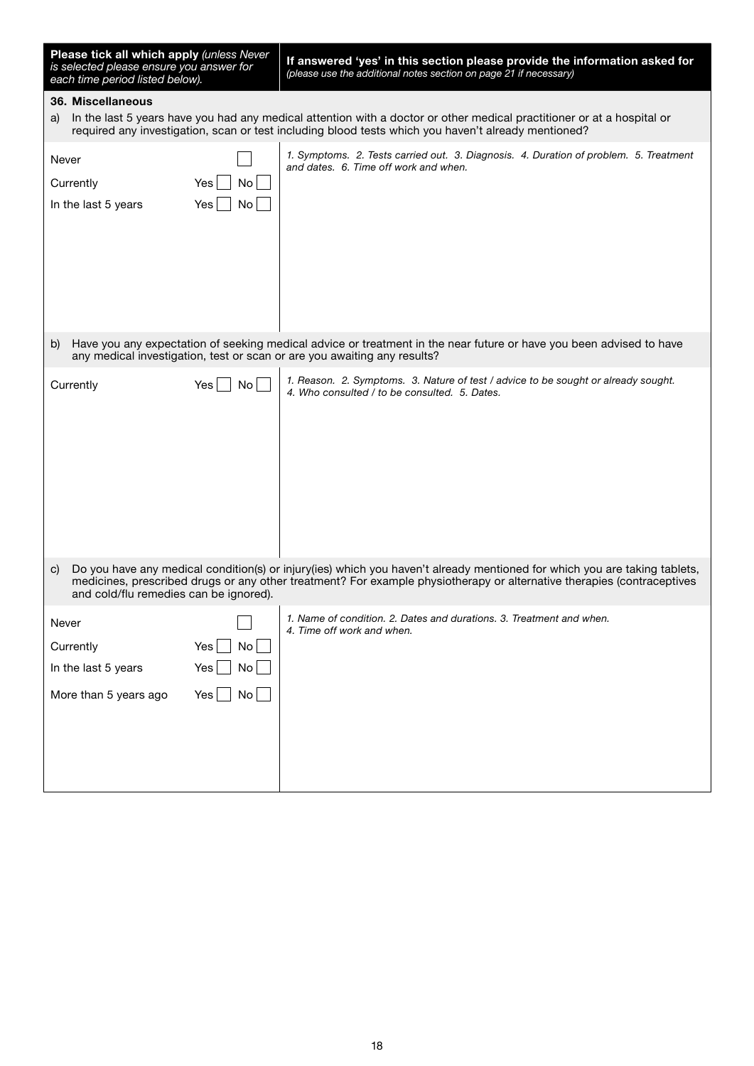| **Please tick all which apply** *(unless Never is selected please ensure you answer for each time period listed below).* | **If answered 'yes' in this section please provide the information asked for** *(please use the additional notes section on page 21 if necessary)* |
|---|---|

**36. Miscellaneous**

a) In the last 5 years have you had any medical attention with a doctor or other medical practitioner or at a hospital or required any investigation, scan or test including blood tests which you haven't already mentioned?

| | | |
|---|---|---|
| Never | ☐ | *1. Symptoms. 2. Tests carried out. 3. Diagnosis. 4. Duration of problem. 5. Treatment and dates. 6. Time off work and when.* |
| Currently | Yes ☐ No ☐ | |
| In the last 5 years | Yes ☐ No ☐ | |

b) Have you any expectation of seeking medical advice or treatment in the near future or have you been advised to have any medical investigation, test or scan or are you awaiting any results?

| | | |
|---|---|---|
| Currently | Yes ☐ No ☐ | *1. Reason. 2. Symptoms. 3. Nature of test / advice to be sought or already sought. 4. Who consulted / to be consulted. 5. Dates.* |

c) Do you have any medical condition(s) or injury(ies) which you haven't already mentioned for which you are taking tablets, medicines, prescribed drugs or any other treatment? For example physiotherapy or alternative therapies (contraceptives and cold/flu remedies can be ignored).

| | | |
|---|---|---|
| Never | ☐ | *1. Name of condition. 2. Dates and durations. 3. Treatment and when. 4. Time off work and when.* |
| Currently | Yes ☐ No ☐ | |
| In the last 5 years | Yes ☐ No ☐ | |
| More than 5 years ago | Yes ☐ No ☐ | |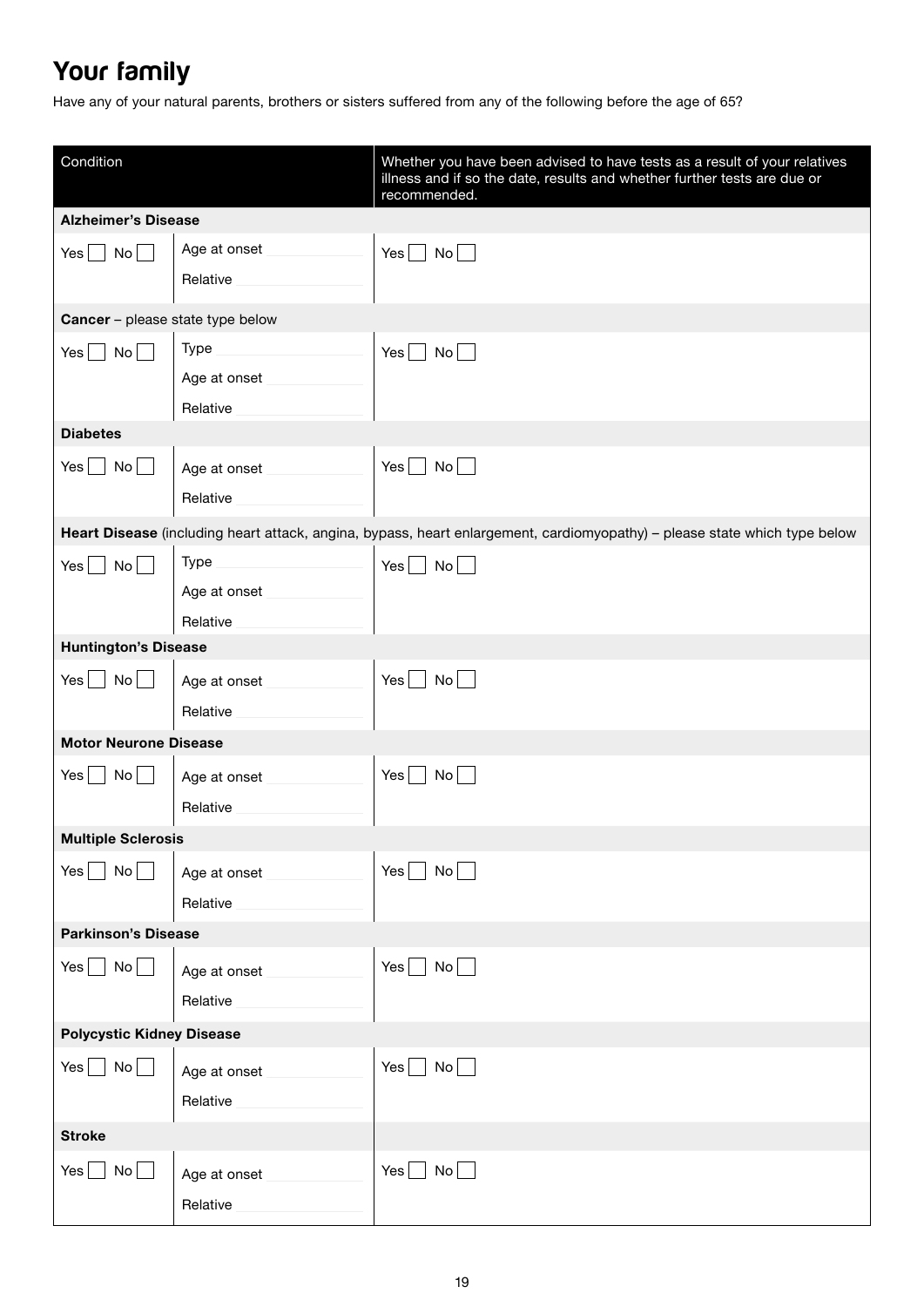# Your family

Have any of your natural parents, brothers or sisters suffered from any of the following before the age of 65?

| Condition | | Whether you have been advised to have tests as a result of your relatives illness and if so the date, results and whether further tests are due or recommended. |
|---|---|---|
| **Alzheimer's Disease** | | |
| Yes ☐ No ☐ | Age at onset<br>Relative | Yes ☐ No ☐ |
| **Cancer** – please state type below | | |
| Yes ☐ No ☐ | Type<br>Age at onset<br>Relative | Yes ☐ No ☐ |
| **Diabetes** | | |
| Yes ☐ No ☐ | Age at onset<br>Relative | Yes ☐ No ☐ |
| **Heart Disease** (including heart attack, angina, bypass, heart enlargement, cardiomyopathy) – please state which type below | | |
| Yes ☐ No ☐ | Type<br>Age at onset<br>Relative | Yes ☐ No ☐ |
| **Huntington's Disease** | | |
| Yes ☐ No ☐ | Age at onset<br>Relative | Yes ☐ No ☐ |
| **Motor Neurone Disease** | | |
| Yes ☐ No ☐ | Age at onset<br>Relative | Yes ☐ No ☐ |
| **Multiple Sclerosis** | | |
| Yes ☐ No ☐ | Age at onset<br>Relative | Yes ☐ No ☐ |
| **Parkinson's Disease** | | |
| Yes ☐ No ☐ | Age at onset<br>Relative | Yes ☐ No ☐ |
| **Polycystic Kidney Disease** | | |
| Yes ☐ No ☐ | Age at onset<br>Relative | Yes ☐ No ☐ |
| **Stroke** | | |
| Yes ☐ No ☐ | Age at onset<br>Relative | Yes ☐ No ☐ |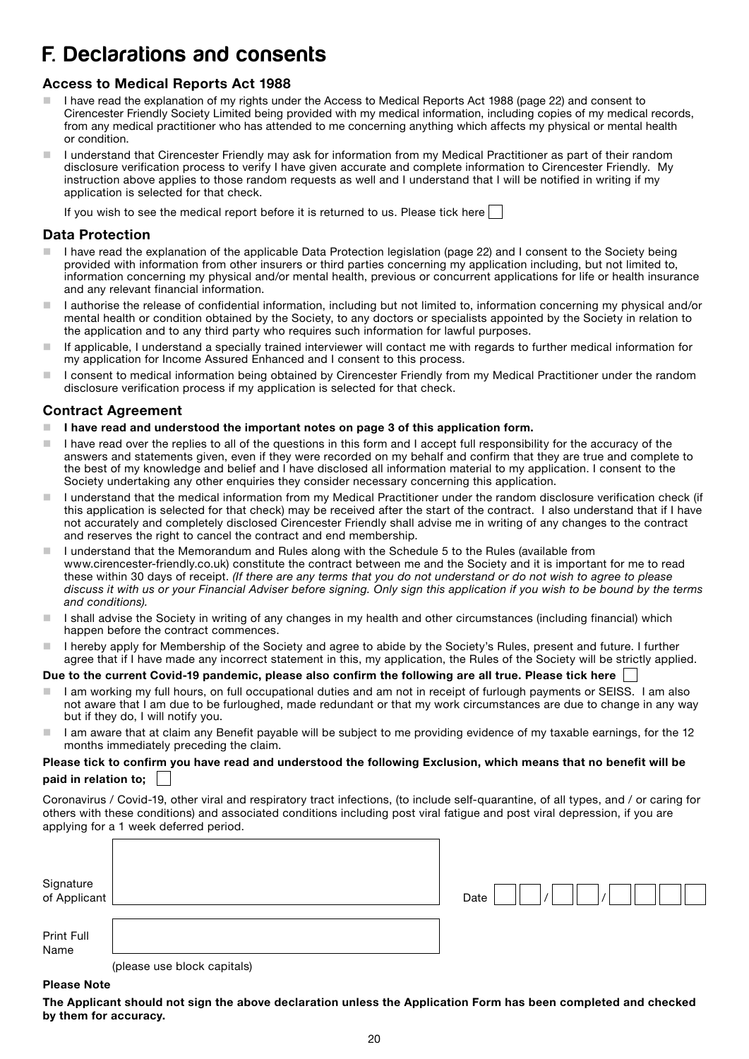# F. Declarations and consents

### Access to Medical Reports Act 1988

- I have read the explanation of my rights under the Access to Medical Reports Act 1988 (page 22) and consent to Cirencester Friendly Society Limited being provided with my medical information, including copies of my medical records, from any medical practitioner who has attended to me concerning anything which affects my physical or mental health or condition.
- I understand that Cirencester Friendly may ask for information from my Medical Practitioner as part of their random disclosure verification process to verify I have given accurate and complete information to Cirencester Friendly. My instruction above applies to those random requests as well and I understand that I will be notified in writing if my application is selected for that check.

  If you wish to see the medical report before it is returned to us. Please tick here ☐

### Data Protection

- I have read the explanation of the applicable Data Protection legislation (page 22) and I consent to the Society being provided with information from other insurers or third parties concerning my application including, but not limited to, information concerning my physical and/or mental health, previous or concurrent applications for life or health insurance and any relevant financial information.
- I authorise the release of confidential information, including but not limited to, information concerning my physical and/or mental health or condition obtained by the Society, to any doctors or specialists appointed by the Society in relation to the application and to any third party who requires such information for lawful purposes.
- If applicable, I understand a specially trained interviewer will contact me with regards to further medical information for my application for Income Assured Enhanced and I consent to this process.
- I consent to medical information being obtained by Cirencester Friendly from my Medical Practitioner under the random disclosure verification process if my application is selected for that check.

### Contract Agreement

- **I have read and understood the important notes on page 3 of this application form.**
- I have read over the replies to all of the questions in this form and I accept full responsibility for the accuracy of the answers and statements given, even if they were recorded on my behalf and confirm that they are true and complete to the best of my knowledge and belief and I have disclosed all information material to my application. I consent to the Society undertaking any other enquiries they consider necessary concerning this application.
- I understand that the medical information from my Medical Practitioner under the random disclosure verification check (if this application is selected for that check) may be received after the start of the contract. I also understand that if I have not accurately and completely disclosed Cirencester Friendly shall advise me in writing of any changes to the contract and reserves the right to cancel the contract and end membership.
- I understand that the Memorandum and Rules along with the Schedule 5 to the Rules (available from www.cirencester-friendly.co.uk) constitute the contract between me and the Society and it is important for me to read these within 30 days of receipt. *(If there are any terms that you do not understand or do not wish to agree to please discuss it with us or your Financial Adviser before signing. Only sign this application if you wish to be bound by the terms and conditions).*
- I shall advise the Society in writing of any changes in my health and other circumstances (including financial) which happen before the contract commences.
- I hereby apply for Membership of the Society and agree to abide by the Society's Rules, present and future. I further agree that if I have made any incorrect statement in this, my application, the Rules of the Society will be strictly applied.

**Due to the current Covid-19 pandemic, please also confirm the following are all true. Please tick here** ☐

- I am working my full hours, on full occupational duties and am not in receipt of furlough payments or SEISS. I am also not aware that I am due to be furloughed, made redundant or that my work circumstances are due to change in any way but if they do, I will notify you.
- I am aware that at claim any Benefit payable will be subject to me providing evidence of my taxable earnings, for the 12 months immediately preceding the claim.

**Please tick to confirm you have read and understood the following Exclusion, which means that no benefit will be paid in relation to;** ☐

Coronavirus / Covid-19, other viral and respiratory tract infections, (to include self-quarantine, of all types, and / or caring for others with these conditions) and associated conditions including post viral fatigue and post viral depression, if you are applying for a 1 week deferred period.

Signature of Applicant ______________________ Date __ __ / __ __ / __ __ __ __

Print Full Name ______________________

(please use block capitals)

**Please Note**

**The Applicant should not sign the above declaration unless the Application Form has been completed and checked by them for accuracy.**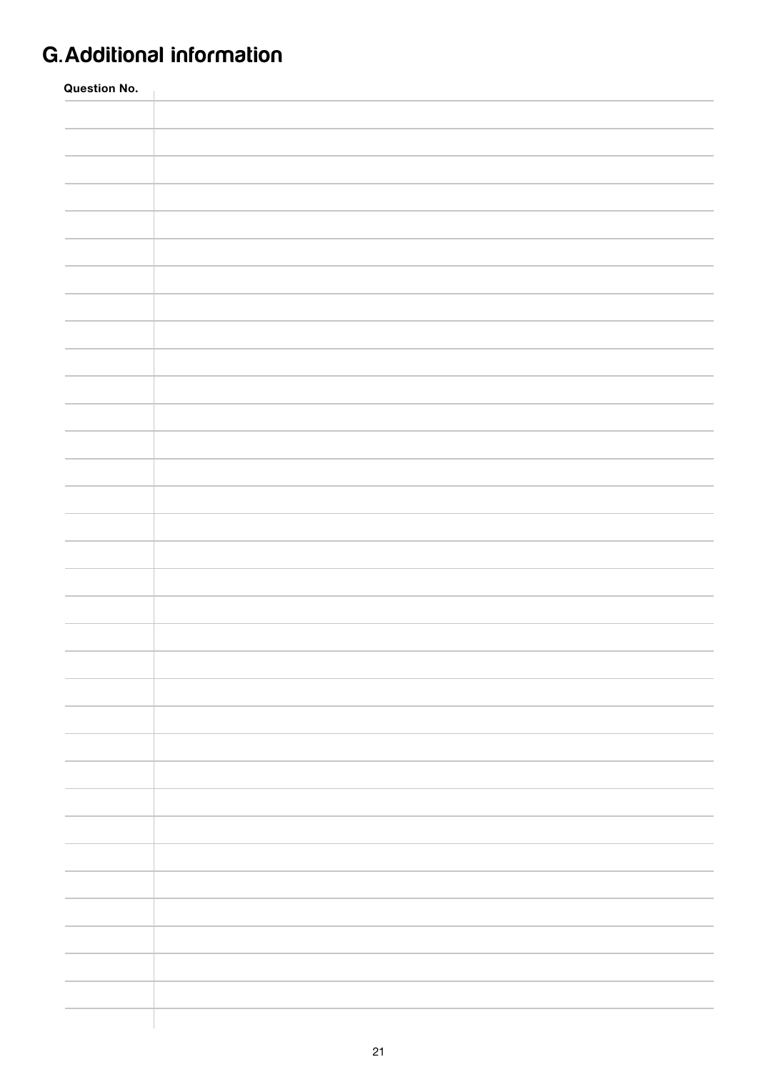# G. Additional information

| Question No. | |
|---|---|
| | |
| | |
| | |
| | |
| | |
| | |
| | |
| | |
| | |
| | |
| | |
| | |
| | |
| | |
| | |
| | |
| | |
| | |
| | |
| | |
| | |
| | |
| | |
| | |
| | |
| | |
| | |
| | |
| | |
| | |
| | |
| | |
| | |
| | |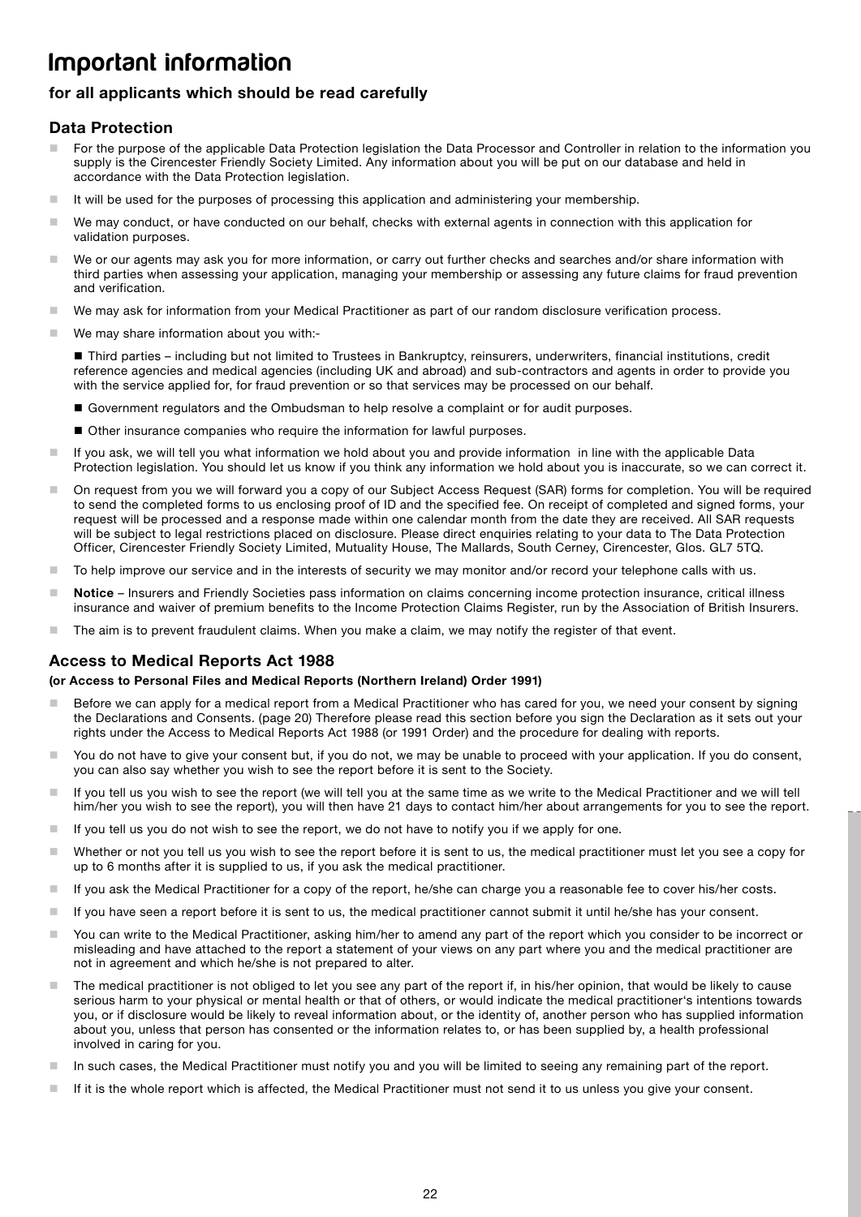# Important information

### for all applicants which should be read carefully

### Data Protection

- For the purpose of the applicable Data Protection legislation the Data Processor and Controller in relation to the information you supply is the Cirencester Friendly Society Limited. Any information about you will be put on our database and held in accordance with the Data Protection legislation.
- It will be used for the purposes of processing this application and administering your membership.
- We may conduct, or have conducted on our behalf, checks with external agents in connection with this application for validation purposes.
- We or our agents may ask you for more information, or carry out further checks and searches and/or share information with third parties when assessing your application, managing your membership or assessing any future claims for fraud prevention and verification.
- We may ask for information from your Medical Practitioner as part of our random disclosure verification process.
- We may share information about you with:-
  - Third parties – including but not limited to Trustees in Bankruptcy, reinsurers, underwriters, financial institutions, credit reference agencies and medical agencies (including UK and abroad) and sub-contractors and agents in order to provide you with the service applied for, for fraud prevention or so that services may be processed on our behalf.
  - Government regulators and the Ombudsman to help resolve a complaint or for audit purposes.
  - Other insurance companies who require the information for lawful purposes.
- If you ask, we will tell you what information we hold about you and provide information in line with the applicable Data Protection legislation. You should let us know if you think any information we hold about you is inaccurate, so we can correct it.
- On request from you we will forward you a copy of our Subject Access Request (SAR) forms for completion. You will be required to send the completed forms to us enclosing proof of ID and the specified fee. On receipt of completed and signed forms, your request will be processed and a response made within one calendar month from the date they are received. All SAR requests will be subject to legal restrictions placed on disclosure. Please direct enquiries relating to your data to The Data Protection Officer, Cirencester Friendly Society Limited, Mutuality House, The Mallards, South Cerney, Cirencester, Glos. GL7 5TQ.
- To help improve our service and in the interests of security we may monitor and/or record your telephone calls with us.
- **Notice** – Insurers and Friendly Societies pass information on claims concerning income protection insurance, critical illness insurance and waiver of premium benefits to the Income Protection Claims Register, run by the Association of British Insurers.
- The aim is to prevent fraudulent claims. When you make a claim, we may notify the register of that event.

### Access to Medical Reports Act 1988

**(or Access to Personal Files and Medical Reports (Northern Ireland) Order 1991)**

- Before we can apply for a medical report from a Medical Practitioner who has cared for you, we need your consent by signing the Declarations and Consents. (page 20) Therefore please read this section before you sign the Declaration as it sets out your rights under the Access to Medical Reports Act 1988 (or 1991 Order) and the procedure for dealing with reports.
- You do not have to give your consent but, if you do not, we may be unable to proceed with your application. If you do consent, you can also say whether you wish to see the report before it is sent to the Society.
- If you tell us you wish to see the report (we will tell you at the same time as we write to the Medical Practitioner and we will tell him/her you wish to see the report), you will then have 21 days to contact him/her about arrangements for you to see the report.
- If you tell us you do not wish to see the report, we do not have to notify you if we apply for one.
- Whether or not you tell us you wish to see the report before it is sent to us, the medical practitioner must let you see a copy for up to 6 months after it is supplied to us, if you ask the medical practitioner.
- If you ask the Medical Practitioner for a copy of the report, he/she can charge you a reasonable fee to cover his/her costs.
- If you have seen a report before it is sent to us, the medical practitioner cannot submit it until he/she has your consent.
- You can write to the Medical Practitioner, asking him/her to amend any part of the report which you consider to be incorrect or misleading and have attached to the report a statement of your views on any part where you and the medical practitioner are not in agreement and which he/she is not prepared to alter.
- The medical practitioner is not obliged to let you see any part of the report if, in his/her opinion, that would be likely to cause serious harm to your physical or mental health or that of others, or would indicate the medical practitioner's intentions towards you, or if disclosure would be likely to reveal information about, or the identity of, another person who has supplied information about you, unless that person has consented or the information relates to, or has been supplied by, a health professional involved in caring for you.
- In such cases, the Medical Practitioner must notify you and you will be limited to seeing any remaining part of the report.
- If it is the whole report which is affected, the Medical Practitioner must not send it to us unless you give your consent.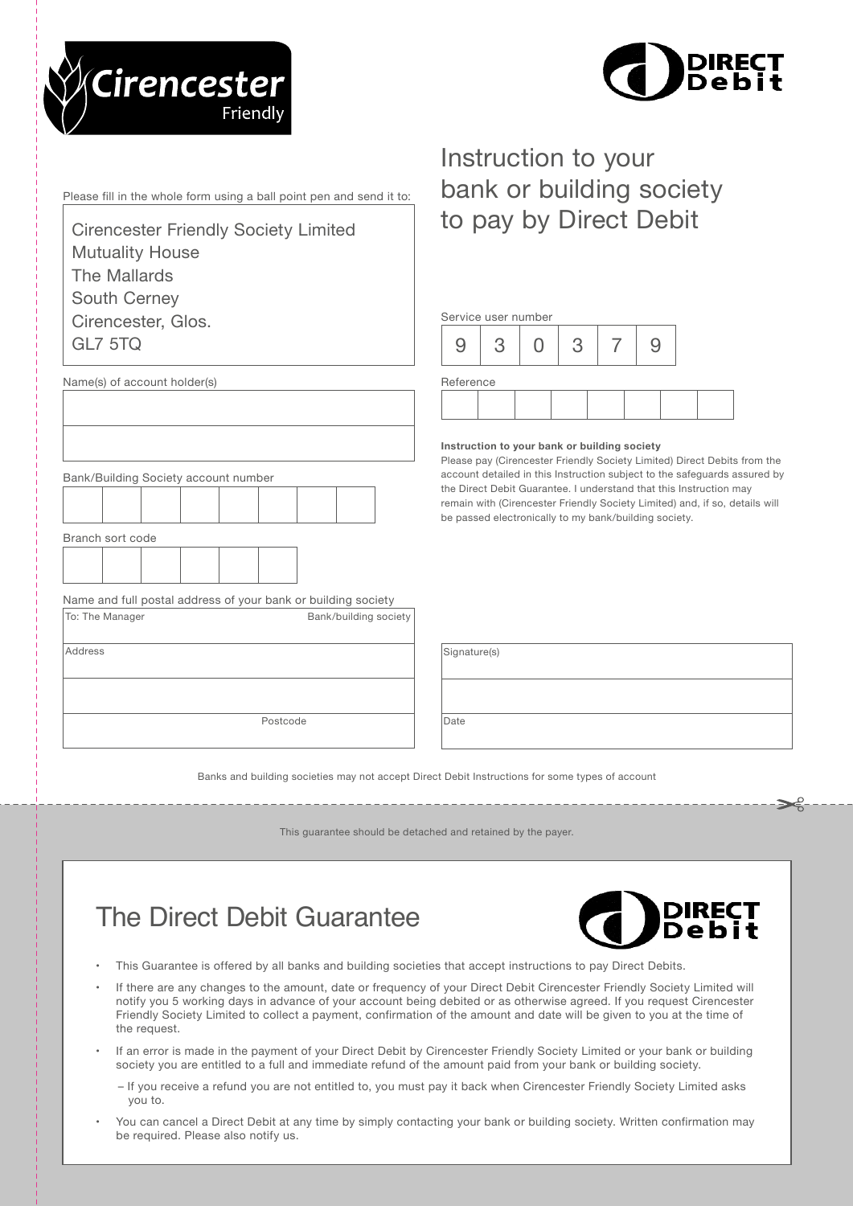Cirencester Friendly

DIRECT Debit

# Instruction to your bank or building society to pay by Direct Debit

Please fill in the whole form using a ball point pen and send it to:

Cirencester Friendly Society Limited
Mutuality House
The Mallards
South Cerney
Cirencester, Glos.
GL7 5TQ

Name(s) of account holder(s)

Bank/Building Society account number

Branch sort code

Name and full postal address of your bank or building society

To: The Manager Bank/building society

Address

Postcode

Service user number

| 9 | 3 | 0 | 3 | 7 | 9 |
|---|---|---|---|---|---|

Reference

**Instruction to your bank or building society**
Please pay (Cirencester Friendly Society Limited) Direct Debits from the account detailed in this Instruction subject to the safeguards assured by the Direct Debit Guarantee. I understand that this Instruction may remain with (Cirencester Friendly Society Limited) and, if so, details will be passed electronically to my bank/building society.

Signature(s)

Date

Banks and building societies may not accept Direct Debit Instructions for some types of account

This guarantee should be detached and retained by the payer.

## The Direct Debit Guarantee

DIRECT Debit

- This Guarantee is offered by all banks and building societies that accept instructions to pay Direct Debits.
- If there are any changes to the amount, date or frequency of your Direct Debit Cirencester Friendly Society Limited will notify you 5 working days in advance of your account being debited or as otherwise agreed. If you request Cirencester Friendly Society Limited to collect a payment, confirmation of the amount and date will be given to you at the time of the request.
- If an error is made in the payment of your Direct Debit by Cirencester Friendly Society Limited or your bank or building society you are entitled to a full and immediate refund of the amount paid from your bank or building society.
  - If you receive a refund you are not entitled to, you must pay it back when Cirencester Friendly Society Limited asks you to.
- You can cancel a Direct Debit at any time by simply contacting your bank or building society. Written confirmation may be required. Please also notify us.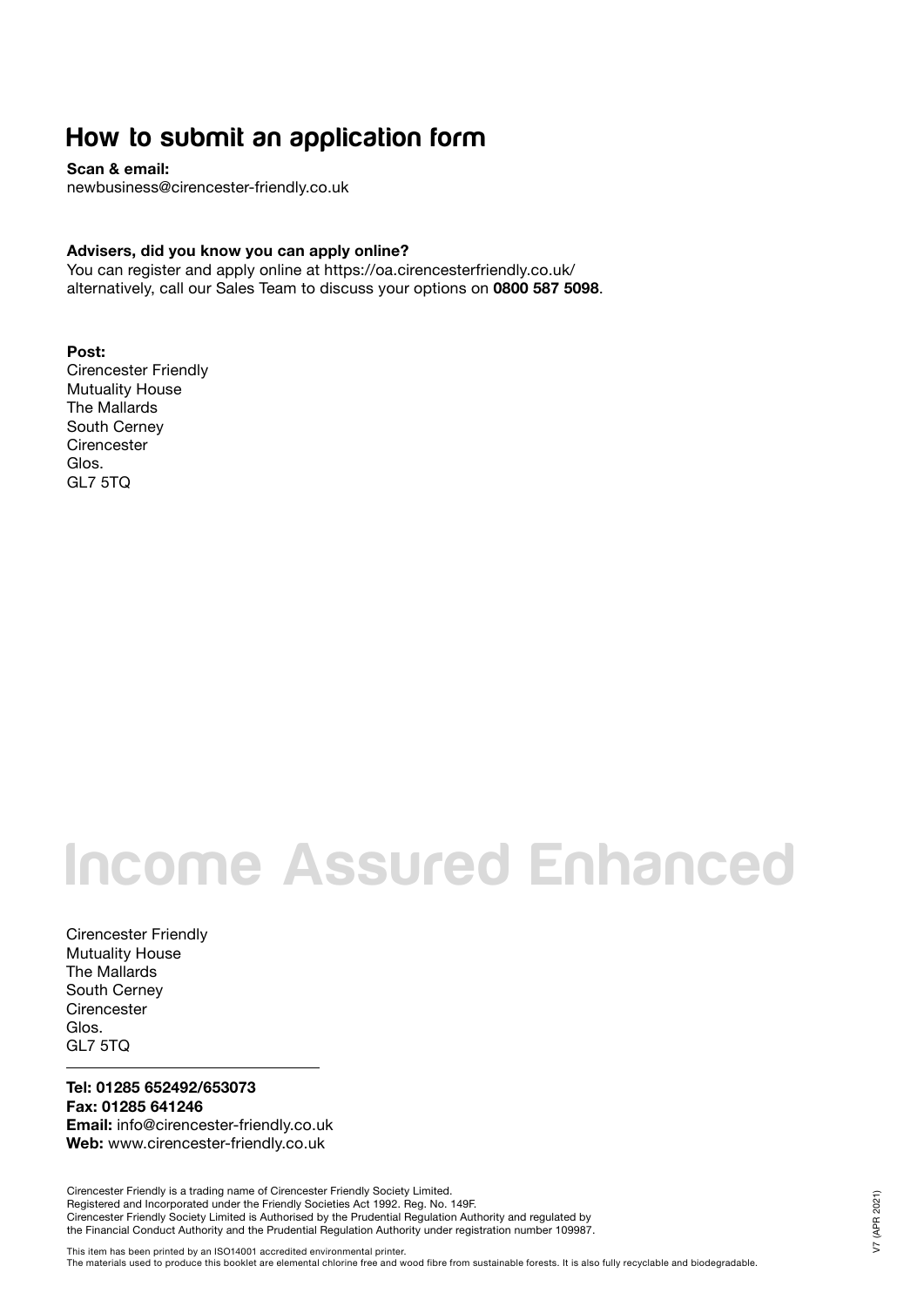## How to submit an application form

**Scan & email:**
newbusiness@cirencester-friendly.co.uk

**Advisers, did you know you can apply online?**
You can register and apply online at https://oa.cirencesterfriendly.co.uk/ alternatively, call our Sales Team to discuss your options on **0800 587 5098**.

**Post:**
Cirencester Friendly
Mutuality House
The Mallards
South Cerney
Cirencester
Glos.
GL7 5TQ

# Income Assured Enhanced

Cirencester Friendly
Mutuality House
The Mallards
South Cerney
Cirencester
Glos.
GL7 5TQ

**Tel: 01285 652492/653073**
**Fax: 01285 641246**
**Email:** info@cirencester-friendly.co.uk
**Web:** www.cirencester-friendly.co.uk

Cirencester Friendly is a trading name of Cirencester Friendly Society Limited.
Registered and Incorporated under the Friendly Societies Act 1992. Reg. No. 149F.
Cirencester Friendly Society Limited is Authorised by the Prudential Regulation Authority and regulated by the Financial Conduct Authority and the Prudential Regulation Authority under registration number 109987.

This item has been printed by an ISO14001 accredited environmental printer.
The materials used to produce this booklet are elemental chlorine free and wood fibre from sustainable forests. It is also fully recyclable and biodegradable.

V7 (APR 2021)